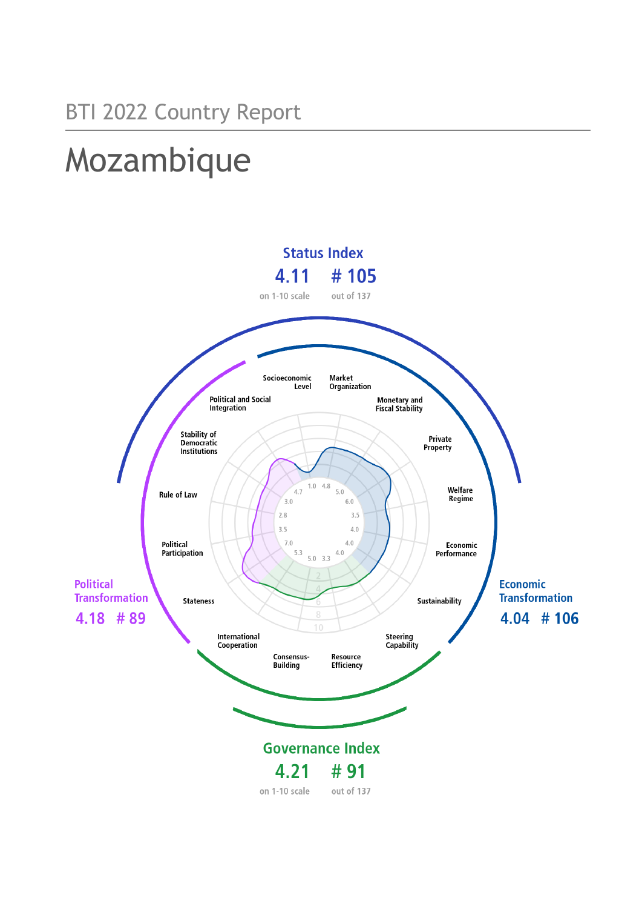BTI 2022 Country Report

# Mozambique

**Status Index**

**4.11** on 1-10 scale

**# 105** out of 137

**Political Transformation**

**4.18 # 89**

**Economic Transformation**

**4.04 # 106**

**Governance Index**

**4.21** on 1-10 scale

**# 91** out of 137

| Criterion | Score |
| --- | --- |
| Socioeconomic Level | 1.0 |
| Market Organization | 4.8 |
| Monetary and Fiscal Stability | 5.0 |
| Private Property | 6.0 |
| Welfare Regime | 3.5 |
| Economic Performance | 4.0 |
| Sustainability | 4.0 |
| Steering Capability | 4.0 |
| Resource Efficiency | 3.3 |
| Consensus-Building | 5.0 |
| International Cooperation | 5.3 |
| Stateness | 7.0 |
| Political Participation | 3.5 |
| Rule of Law | 2.8 |
| Stability of Democratic Institutions | 3.0 |
| Political and Social Integration | 4.7 |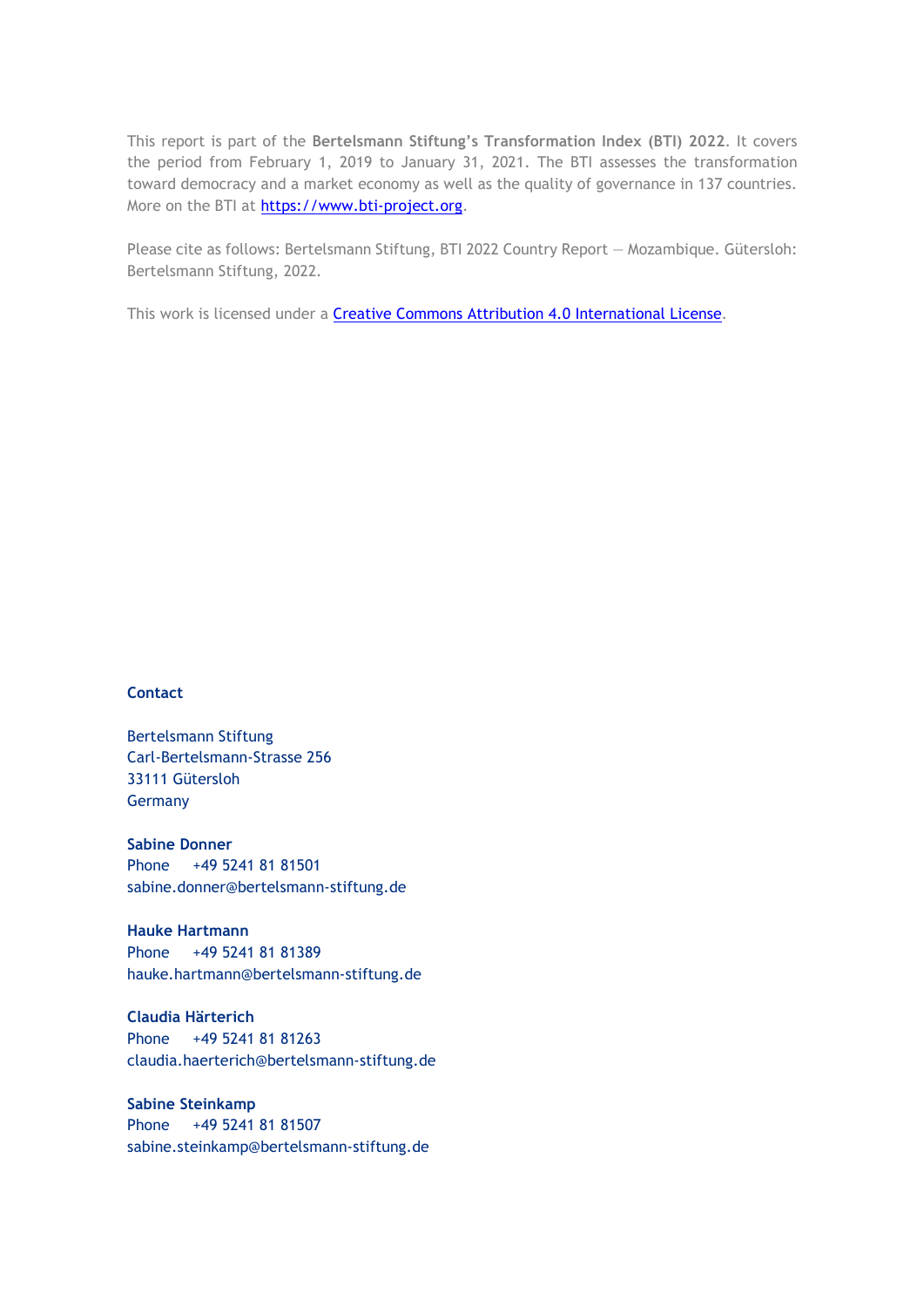This report is part of the **Bertelsmann Stiftung's Transformation Index (BTI) 2022**. It covers the period from February 1, 2019 to January 31, 2021. The BTI assesses the transformation toward democracy and a market economy as well as the quality of governance in 137 countries. More on the BTI at [https://www.bti-project.org](https://www.bti-project.org).

Please cite as follows: Bertelsmann Stiftung, BTI 2022 Country Report — Mozambique. Gütersloh: Bertelsmann Stiftung, 2022.

This work is licensed under a Creative Commons Attribution 4.0 International License.

**Contact**

Bertelsmann Stiftung
Carl-Bertelsmann-Strasse 256
33111 Gütersloh
Germany

**Sabine Donner**
Phone +49 5241 81 81501
sabine.donner@bertelsmann-stiftung.de

**Hauke Hartmann**
Phone +49 5241 81 81389
hauke.hartmann@bertelsmann-stiftung.de

**Claudia Härterich**
Phone +49 5241 81 81263
claudia.haerterich@bertelsmann-stiftung.de

**Sabine Steinkamp**
Phone +49 5241 81 81507
sabine.steinkamp@bertelsmann-stiftung.de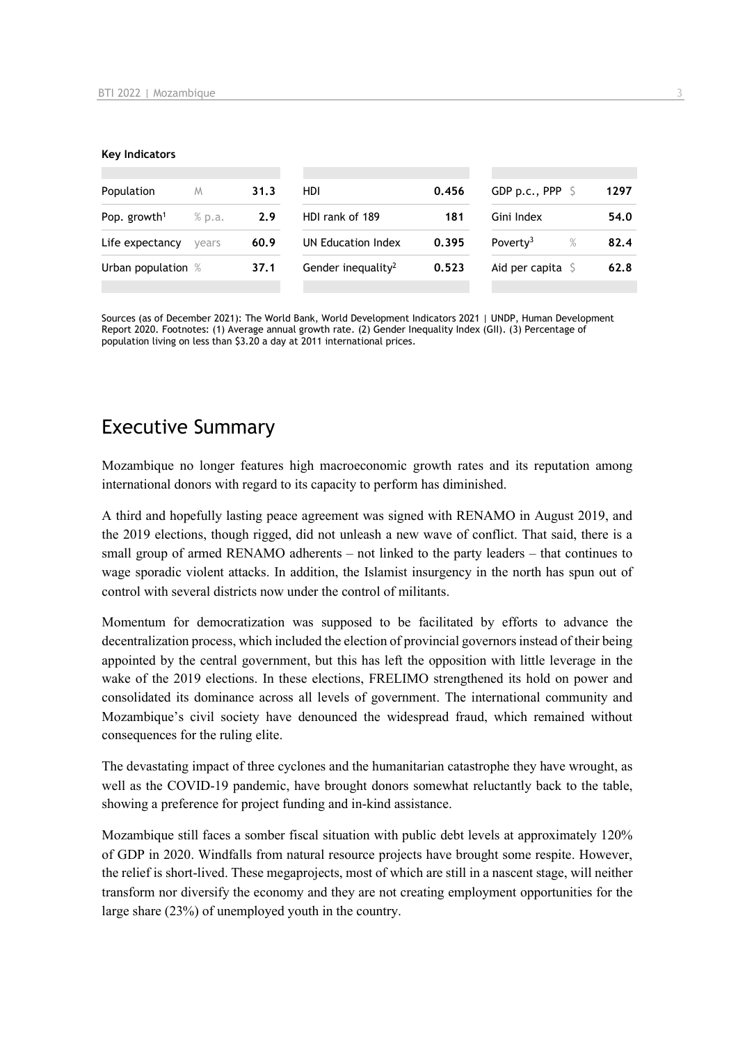**Key Indicators**

| | | | | | | | |
|---|---|---|---|---|---|---|---|
| Population | M | 31.3 | HDI | 0.456 | GDP p.c., PPP | $ | 1297 |
| Pop. growth[1] | % p.a. | 2.9 | HDI rank of 189 | 181 | Gini Index | | 54.0 |
| Life expectancy | years | 60.9 | UN Education Index | 0.395 | Poverty[3] | % | 82.4 |
| Urban population | % | 37.1 | Gender inequality[2] | 0.523 | Aid per capita | $ | 62.8 |

Sources (as of December 2021): The World Bank, World Development Indicators 2021 | UNDP, Human Development Report 2020. Footnotes: (1) Average annual growth rate. (2) Gender Inequality Index (GII). (3) Percentage of population living on less than $3.20 a day at 2011 international prices.

## Executive Summary

Mozambique no longer features high macroeconomic growth rates and its reputation among international donors with regard to its capacity to perform has diminished.

A third and hopefully lasting peace agreement was signed with RENAMO in August 2019, and the 2019 elections, though rigged, did not unleash a new wave of conflict. That said, there is a small group of armed RENAMO adherents – not linked to the party leaders – that continues to wage sporadic violent attacks. In addition, the Islamist insurgency in the north has spun out of control with several districts now under the control of militants.

Momentum for democratization was supposed to be facilitated by efforts to advance the decentralization process, which included the election of provincial governors instead of their being appointed by the central government, but this has left the opposition with little leverage in the wake of the 2019 elections. In these elections, FRELIMO strengthened its hold on power and consolidated its dominance across all levels of government. The international community and Mozambique's civil society have denounced the widespread fraud, which remained without consequences for the ruling elite.

The devastating impact of three cyclones and the humanitarian catastrophe they have wrought, as well as the COVID-19 pandemic, have brought donors somewhat reluctantly back to the table, showing a preference for project funding and in-kind assistance.

Mozambique still faces a somber fiscal situation with public debt levels at approximately 120% of GDP in 2020. Windfalls from natural resource projects have brought some respite. However, the relief is short-lived. These megaprojects, most of which are still in a nascent stage, will neither transform nor diversify the economy and they are not creating employment opportunities for the large share (23%) of unemployed youth in the country.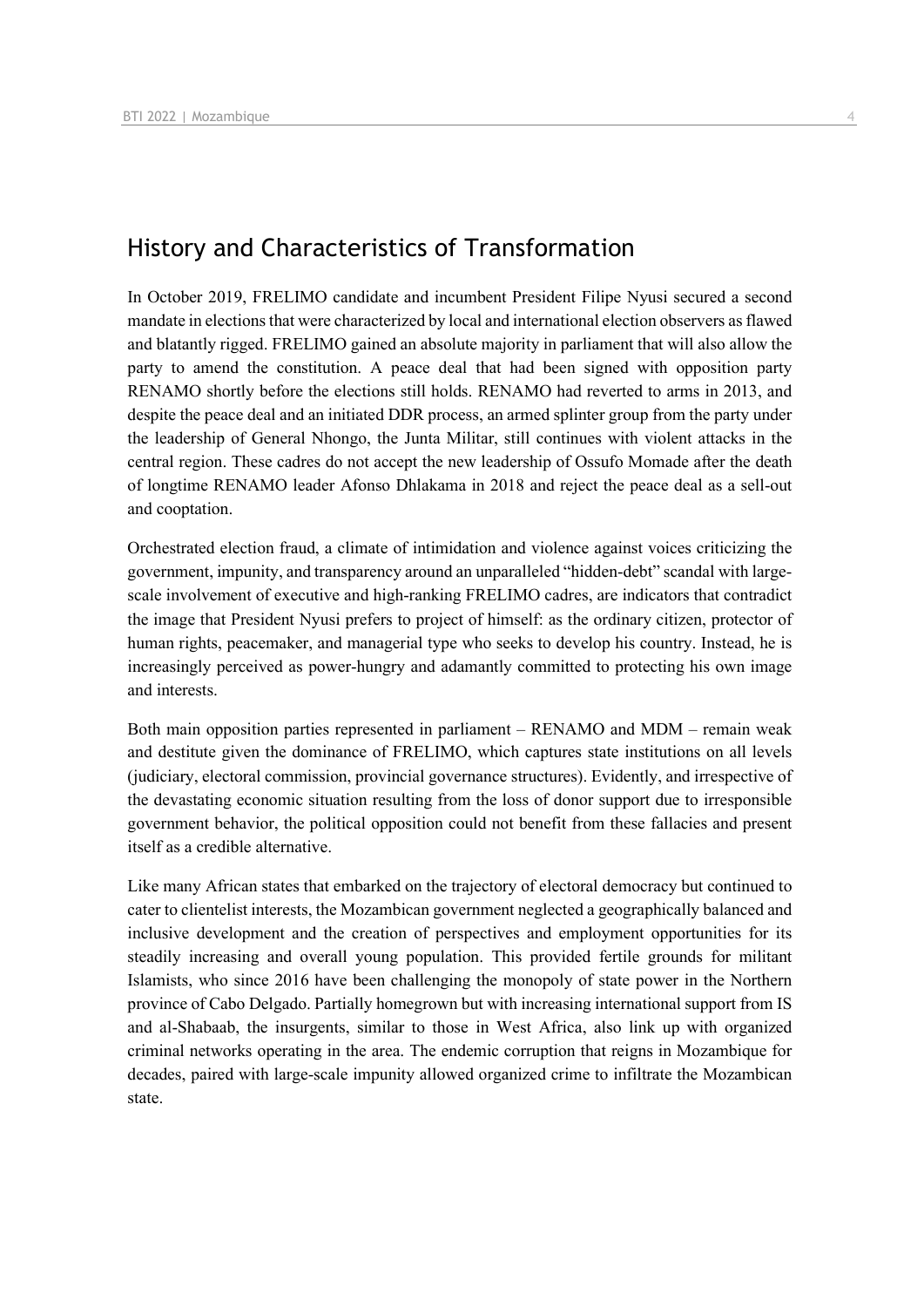## History and Characteristics of Transformation

In October 2019, FRELIMO candidate and incumbent President Filipe Nyusi secured a second mandate in elections that were characterized by local and international election observers as flawed and blatantly rigged. FRELIMO gained an absolute majority in parliament that will also allow the party to amend the constitution. A peace deal that had been signed with opposition party RENAMO shortly before the elections still holds. RENAMO had reverted to arms in 2013, and despite the peace deal and an initiated DDR process, an armed splinter group from the party under the leadership of General Nhongo, the Junta Militar, still continues with violent attacks in the central region. These cadres do not accept the new leadership of Ossufo Momade after the death of longtime RENAMO leader Afonso Dhlakama in 2018 and reject the peace deal as a sell-out and cooptation.

Orchestrated election fraud, a climate of intimidation and violence against voices criticizing the government, impunity, and transparency around an unparalleled "hidden-debt" scandal with large-scale involvement of executive and high-ranking FRELIMO cadres, are indicators that contradict the image that President Nyusi prefers to project of himself: as the ordinary citizen, protector of human rights, peacemaker, and managerial type who seeks to develop his country. Instead, he is increasingly perceived as power-hungry and adamantly committed to protecting his own image and interests.

Both main opposition parties represented in parliament – RENAMO and MDM – remain weak and destitute given the dominance of FRELIMO, which captures state institutions on all levels (judiciary, electoral commission, provincial governance structures). Evidently, and irrespective of the devastating economic situation resulting from the loss of donor support due to irresponsible government behavior, the political opposition could not benefit from these fallacies and present itself as a credible alternative.

Like many African states that embarked on the trajectory of electoral democracy but continued to cater to clientelist interests, the Mozambican government neglected a geographically balanced and inclusive development and the creation of perspectives and employment opportunities for its steadily increasing and overall young population. This provided fertile grounds for militant Islamists, who since 2016 have been challenging the monopoly of state power in the Northern province of Cabo Delgado. Partially homegrown but with increasing international support from IS and al-Shabaab, the insurgents, similar to those in West Africa, also link up with organized criminal networks operating in the area. The endemic corruption that reigns in Mozambique for decades, paired with large-scale impunity allowed organized crime to infiltrate the Mozambican state.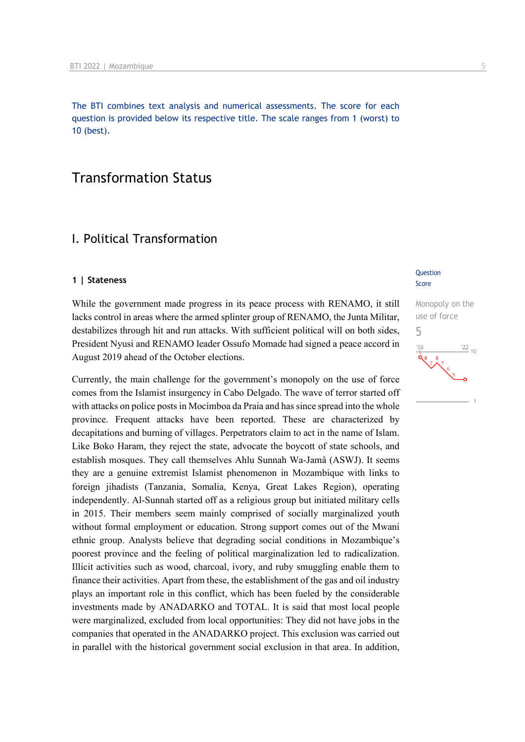The BTI combines text analysis and numerical assessments. The score for each question is provided below its respective title. The scale ranges from 1 (worst) to 10 (best).

# Transformation Status

## I. Political Transformation

### 1 | Stateness

Question Score

Monopoly on the use of force

5

While the government made progress in its peace process with RENAMO, it still lacks control in areas where the armed splinter group of RENAMO, the Junta Militar, destabilizes through hit and run attacks. With sufficient political will on both sides, President Nyusi and RENAMO leader Ossufo Momade had signed a peace accord in August 2019 ahead of the October elections.

Currently, the main challenge for the government's monopoly on the use of force comes from the Islamist insurgency in Cabo Delgado. The wave of terror started off with attacks on police posts in Mocímboa da Praia and has since spread into the whole province. Frequent attacks have been reported. These are characterized by decapitations and burning of villages. Perpetrators claim to act in the name of Islam. Like Boko Haram, they reject the state, advocate the boycott of state schools, and establish mosques. They call themselves Ahlu Sunnah Wa-Jamâ (ASWJ). It seems they are a genuine extremist Islamist phenomenon in Mozambique with links to foreign jihadists (Tanzania, Somalia, Kenya, Great Lakes Region), operating independently. Al-Sunnah started off as a religious group but initiated military cells in 2015. Their members seem mainly comprised of socially marginalized youth without formal employment or education. Strong support comes out of the Mwani ethnic group. Analysts believe that degrading social conditions in Mozambique's poorest province and the feeling of political marginalization led to radicalization. Illicit activities such as wood, charcoal, ivory, and ruby smuggling enable them to finance their activities. Apart from these, the establishment of the gas and oil industry plays an important role in this conflict, which has been fueled by the considerable investments made by ANADARKO and TOTAL. It is said that most local people were marginalized, excluded from local opportunities: They did not have jobs in the companies that operated in the ANADARKO project. This exclusion was carried out in parallel with the historical government social exclusion in that area. In addition,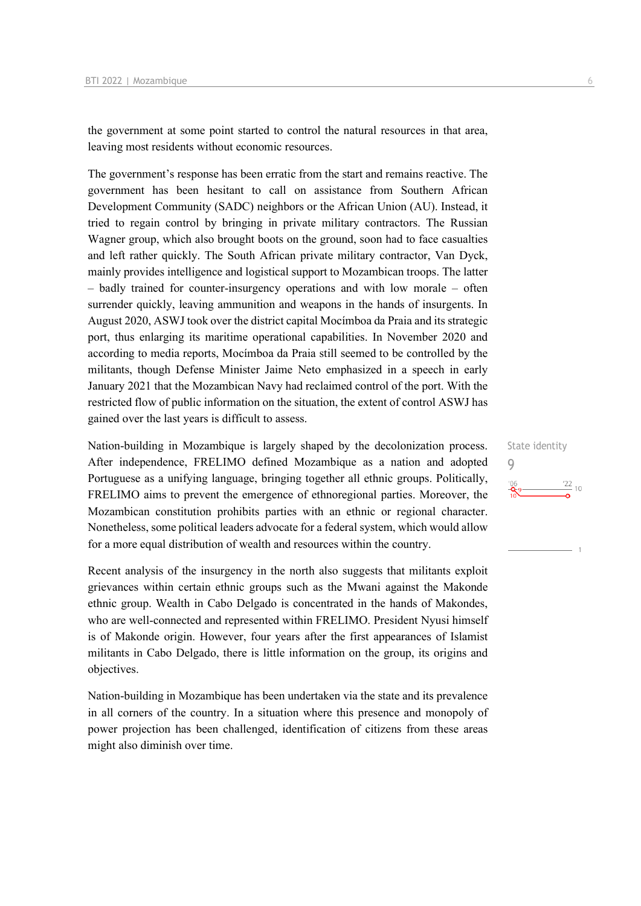the government at some point started to control the natural resources in that area, leaving most residents without economic resources.

The government's response has been erratic from the start and remains reactive. The government has been hesitant to call on assistance from Southern African Development Community (SADC) neighbors or the African Union (AU). Instead, it tried to regain control by bringing in private military contractors. The Russian Wagner group, which also brought boots on the ground, soon had to face casualties and left rather quickly. The South African private military contractor, Van Dyck, mainly provides intelligence and logistical support to Mozambican troops. The latter – badly trained for counter-insurgency operations and with low morale – often surrender quickly, leaving ammunition and weapons in the hands of insurgents. In August 2020, ASWJ took over the district capital Mocímboa da Praia and its strategic port, thus enlarging its maritime operational capabilities. In November 2020 and according to media reports, Mocímboa da Praia still seemed to be controlled by the militants, though Defense Minister Jaime Neto emphasized in a speech in early January 2021 that the Mozambican Navy had reclaimed control of the port. With the restricted flow of public information on the situation, the extent of control ASWJ has gained over the last years is difficult to assess.

State identity
9

Nation-building in Mozambique is largely shaped by the decolonization process. After independence, FRELIMO defined Mozambique as a nation and adopted Portuguese as a unifying language, bringing together all ethnic groups. Politically, FRELIMO aims to prevent the emergence of ethnoregional parties. Moreover, the Mozambican constitution prohibits parties with an ethnic or regional character. Nonetheless, some political leaders advocate for a federal system, which would allow for a more equal distribution of wealth and resources within the country.

Recent analysis of the insurgency in the north also suggests that militants exploit grievances within certain ethnic groups such as the Mwani against the Makonde ethnic group. Wealth in Cabo Delgado is concentrated in the hands of Makondes, who are well-connected and represented within FRELIMO. President Nyusi himself is of Makonde origin. However, four years after the first appearances of Islamist militants in Cabo Delgado, there is little information on the group, its origins and objectives.

Nation-building in Mozambique has been undertaken via the state and its prevalence in all corners of the country. In a situation where this presence and monopoly of power projection has been challenged, identification of citizens from these areas might also diminish over time.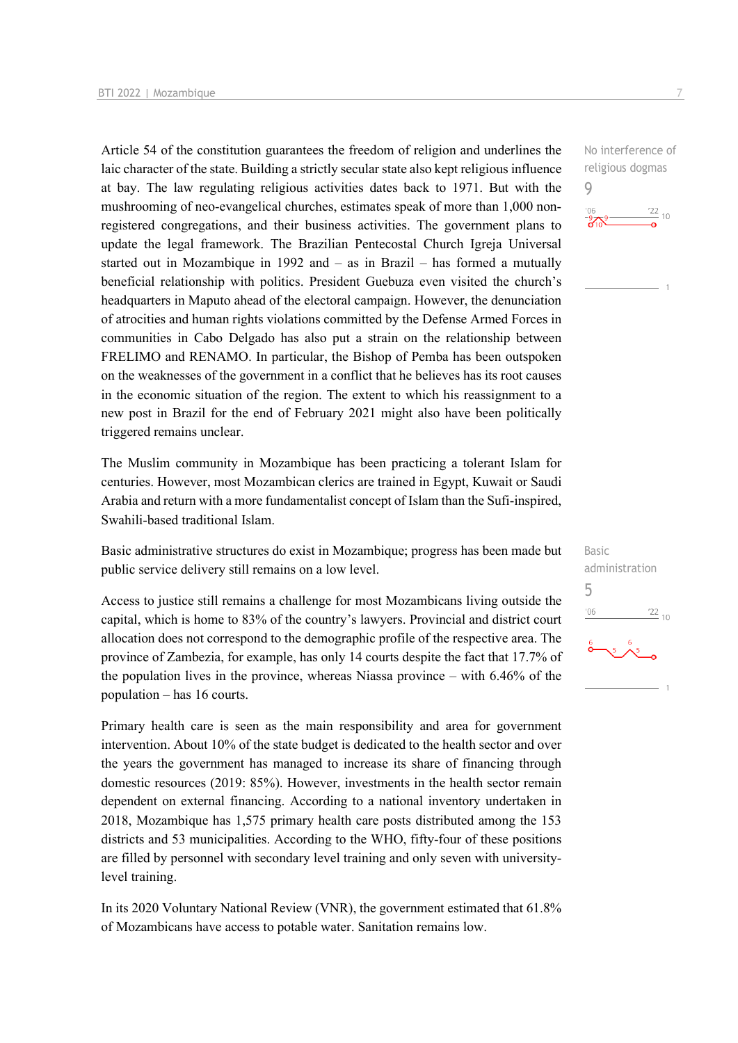Article 54 of the constitution guarantees the freedom of religion and underlines the laic character of the state. Building a strictly secular state also kept religious influence at bay. The law regulating religious activities dates back to 1971. But with the mushrooming of neo-evangelical churches, estimates speak of more than 1,000 non-registered congregations, and their business activities. The government plans to update the legal framework. The Brazilian Pentecostal Church Igreja Universal started out in Mozambique in 1992 and – as in Brazil – has formed a mutually beneficial relationship with politics. President Guebuza even visited the church's headquarters in Maputo ahead of the electoral campaign. However, the denunciation of atrocities and human rights violations committed by the Defense Armed Forces in communities in Cabo Delgado has also put a strain on the relationship between FRELIMO and RENAMO. In particular, the Bishop of Pemba has been outspoken on the weaknesses of the government in a conflict that he believes has its root causes in the economic situation of the region. The extent to which his reassignment to a new post in Brazil for the end of February 2021 might also have been politically triggered remains unclear.

No interference of religious dogmas
9

The Muslim community in Mozambique has been practicing a tolerant Islam for centuries. However, most Mozambican clerics are trained in Egypt, Kuwait or Saudi Arabia and return with a more fundamentalist concept of Islam than the Sufi-inspired, Swahili-based traditional Islam.

Basic administrative structures do exist in Mozambique; progress has been made but public service delivery still remains on a low level.

Basic administration
5

Access to justice still remains a challenge for most Mozambicans living outside the capital, which is home to 83% of the country's lawyers. Provincial and district court allocation does not correspond to the demographic profile of the respective area. The province of Zambezia, for example, has only 14 courts despite the fact that 17.7% of the population lives in the province, whereas Niassa province – with 6.46% of the population – has 16 courts.

Primary health care is seen as the main responsibility and area for government intervention. About 10% of the state budget is dedicated to the health sector and over the years the government has managed to increase its share of financing through domestic resources (2019: 85%). However, investments in the health sector remain dependent on external financing. According to a national inventory undertaken in 2018, Mozambique has 1,575 primary health care posts distributed among the 153 districts and 53 municipalities. According to the WHO, fifty-four of these positions are filled by personnel with secondary level training and only seven with university-level training.

In its 2020 Voluntary National Review (VNR), the government estimated that 61.8% of Mozambicans have access to potable water. Sanitation remains low.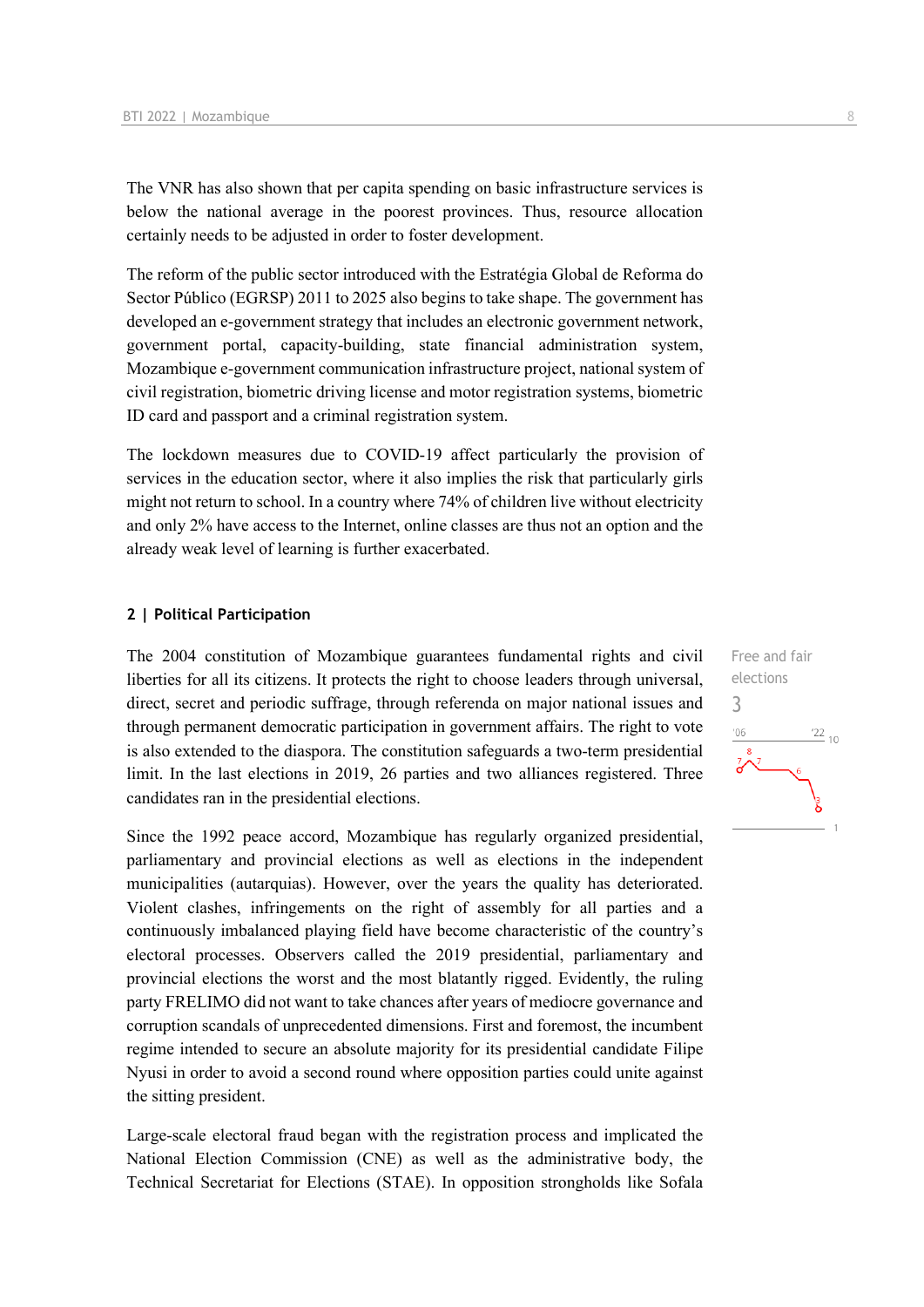The VNR has also shown that per capita spending on basic infrastructure services is below the national average in the poorest provinces. Thus, resource allocation certainly needs to be adjusted in order to foster development.

The reform of the public sector introduced with the Estratégia Global de Reforma do Sector Público (EGRSP) 2011 to 2025 also begins to take shape. The government has developed an e-government strategy that includes an electronic government network, government portal, capacity-building, state financial administration system, Mozambique e-government communication infrastructure project, national system of civil registration, biometric driving license and motor registration systems, biometric ID card and passport and a criminal registration system.

The lockdown measures due to COVID-19 affect particularly the provision of services in the education sector, where it also implies the risk that particularly girls might not return to school. In a country where 74% of children live without electricity and only 2% have access to the Internet, online classes are thus not an option and the already weak level of learning is further exacerbated.

## 2 | Political Participation

Free and fair elections

3

The 2004 constitution of Mozambique guarantees fundamental rights and civil liberties for all its citizens. It protects the right to choose leaders through universal, direct, secret and periodic suffrage, through referenda on major national issues and through permanent democratic participation in government affairs. The right to vote is also extended to the diaspora. The constitution safeguards a two-term presidential limit. In the last elections in 2019, 26 parties and two alliances registered. Three candidates ran in the presidential elections.

Since the 1992 peace accord, Mozambique has regularly organized presidential, parliamentary and provincial elections as well as elections in the independent municipalities (autarquias). However, over the years the quality has deteriorated. Violent clashes, infringements on the right of assembly for all parties and a continuously imbalanced playing field have become characteristic of the country's electoral processes. Observers called the 2019 presidential, parliamentary and provincial elections the worst and the most blatantly rigged. Evidently, the ruling party FRELIMO did not want to take chances after years of mediocre governance and corruption scandals of unprecedented dimensions. First and foremost, the incumbent regime intended to secure an absolute majority for its presidential candidate Filipe Nyusi in order to avoid a second round where opposition parties could unite against the sitting president.

Large-scale electoral fraud began with the registration process and implicated the National Election Commission (CNE) as well as the administrative body, the Technical Secretariat for Elections (STAE). In opposition strongholds like Sofala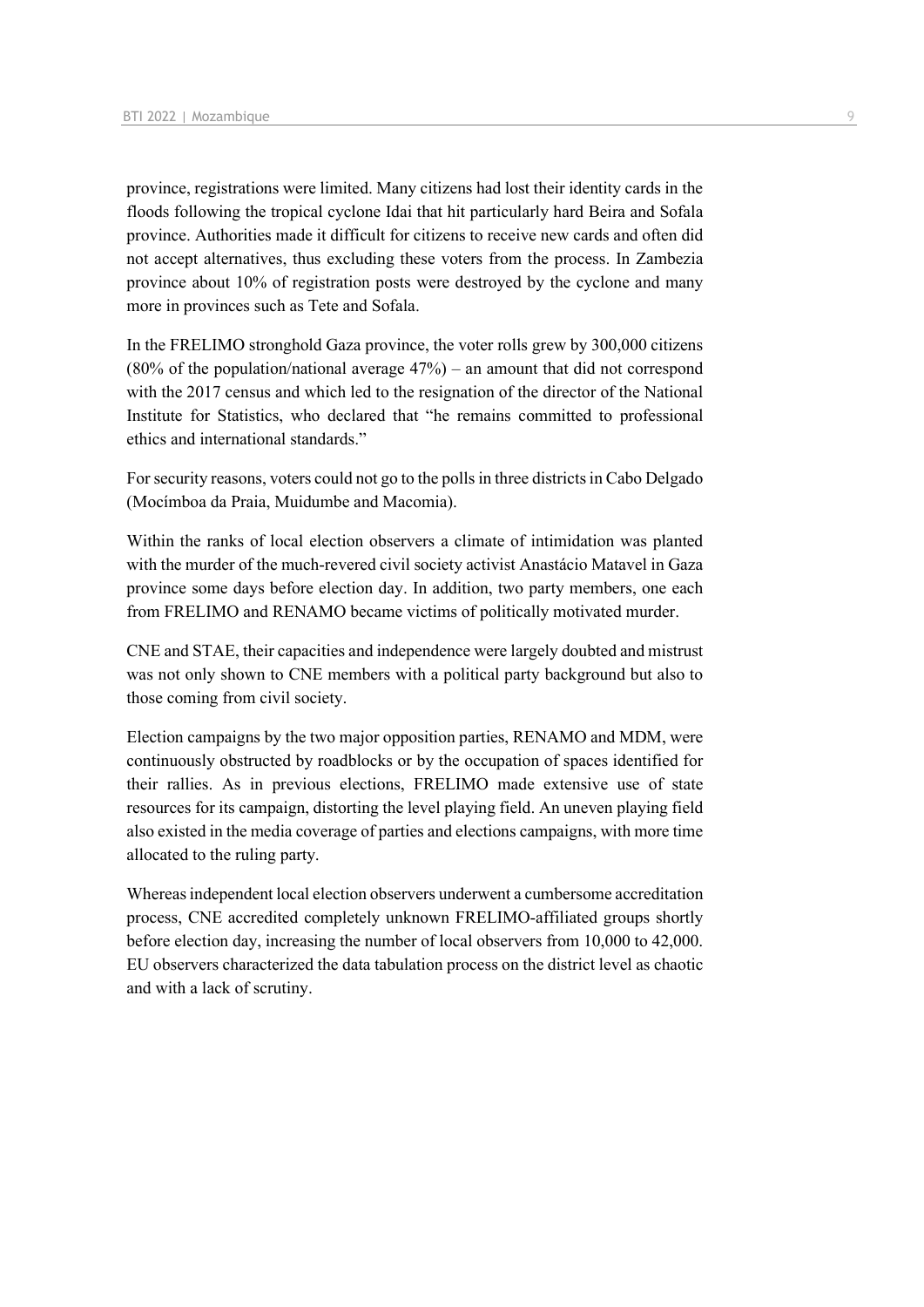province, registrations were limited. Many citizens had lost their identity cards in the floods following the tropical cyclone Idai that hit particularly hard Beira and Sofala province. Authorities made it difficult for citizens to receive new cards and often did not accept alternatives, thus excluding these voters from the process. In Zambezia province about 10% of registration posts were destroyed by the cyclone and many more in provinces such as Tete and Sofala.

In the FRELIMO stronghold Gaza province, the voter rolls grew by 300,000 citizens (80% of the population/national average 47%) – an amount that did not correspond with the 2017 census and which led to the resignation of the director of the National Institute for Statistics, who declared that "he remains committed to professional ethics and international standards."

For security reasons, voters could not go to the polls in three districts in Cabo Delgado (Mocímboa da Praia, Muidumbe and Macomia).

Within the ranks of local election observers a climate of intimidation was planted with the murder of the much-revered civil society activist Anastácio Matavel in Gaza province some days before election day. In addition, two party members, one each from FRELIMO and RENAMO became victims of politically motivated murder.

CNE and STAE, their capacities and independence were largely doubted and mistrust was not only shown to CNE members with a political party background but also to those coming from civil society.

Election campaigns by the two major opposition parties, RENAMO and MDM, were continuously obstructed by roadblocks or by the occupation of spaces identified for their rallies. As in previous elections, FRELIMO made extensive use of state resources for its campaign, distorting the level playing field. An uneven playing field also existed in the media coverage of parties and elections campaigns, with more time allocated to the ruling party.

Whereas independent local election observers underwent a cumbersome accreditation process, CNE accredited completely unknown FRELIMO-affiliated groups shortly before election day, increasing the number of local observers from 10,000 to 42,000. EU observers characterized the data tabulation process on the district level as chaotic and with a lack of scrutiny.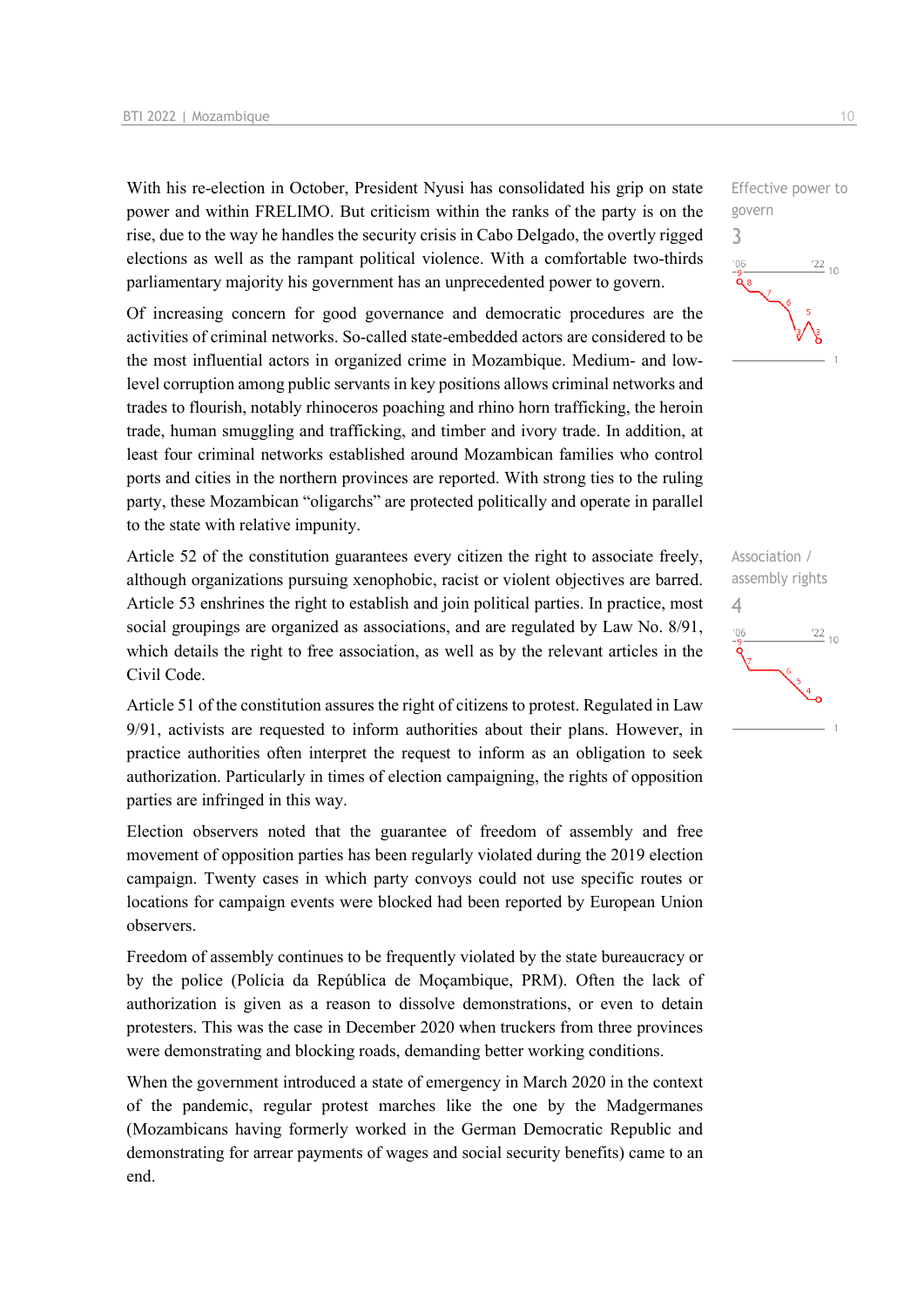With his re-election in October, President Nyusi has consolidated his grip on state power and within FRELIMO. But criticism within the ranks of the party is on the rise, due to the way he handles the security crisis in Cabo Delgado, the overtly rigged elections as well as the rampant political violence. With a comfortable two-thirds parliamentary majority his government has an unprecedented power to govern.

Effective power to govern
3

Of increasing concern for good governance and democratic procedures are the activities of criminal networks. So-called state-embedded actors are considered to be the most influential actors in organized crime in Mozambique. Medium- and low-level corruption among public servants in key positions allows criminal networks and trades to flourish, notably rhinoceros poaching and rhino horn trafficking, the heroin trade, human smuggling and trafficking, and timber and ivory trade. In addition, at least four criminal networks established around Mozambican families who control ports and cities in the northern provinces are reported. With strong ties to the ruling party, these Mozambican "oligarchs" are protected politically and operate in parallel to the state with relative impunity.

Article 52 of the constitution guarantees every citizen the right to associate freely, although organizations pursuing xenophobic, racist or violent objectives are barred. Article 53 enshrines the right to establish and join political parties. In practice, most social groupings are organized as associations, and are regulated by Law No. 8/91, which details the right to free association, as well as by the relevant articles in the Civil Code.

Association / assembly rights
4

Article 51 of the constitution assures the right of citizens to protest. Regulated in Law 9/91, activists are requested to inform authorities about their plans. However, in practice authorities often interpret the request to inform as an obligation to seek authorization. Particularly in times of election campaigning, the rights of opposition parties are infringed in this way.

Election observers noted that the guarantee of freedom of assembly and free movement of opposition parties has been regularly violated during the 2019 election campaign. Twenty cases in which party convoys could not use specific routes or locations for campaign events were blocked had been reported by European Union observers.

Freedom of assembly continues to be frequently violated by the state bureaucracy or by the police (Polícia da República de Moçambique, PRM). Often the lack of authorization is given as a reason to dissolve demonstrations, or even to detain protesters. This was the case in December 2020 when truckers from three provinces were demonstrating and blocking roads, demanding better working conditions.

When the government introduced a state of emergency in March 2020 in the context of the pandemic, regular protest marches like the one by the Madgermanes (Mozambicans having formerly worked in the German Democratic Republic and demonstrating for arrear payments of wages and social security benefits) came to an end.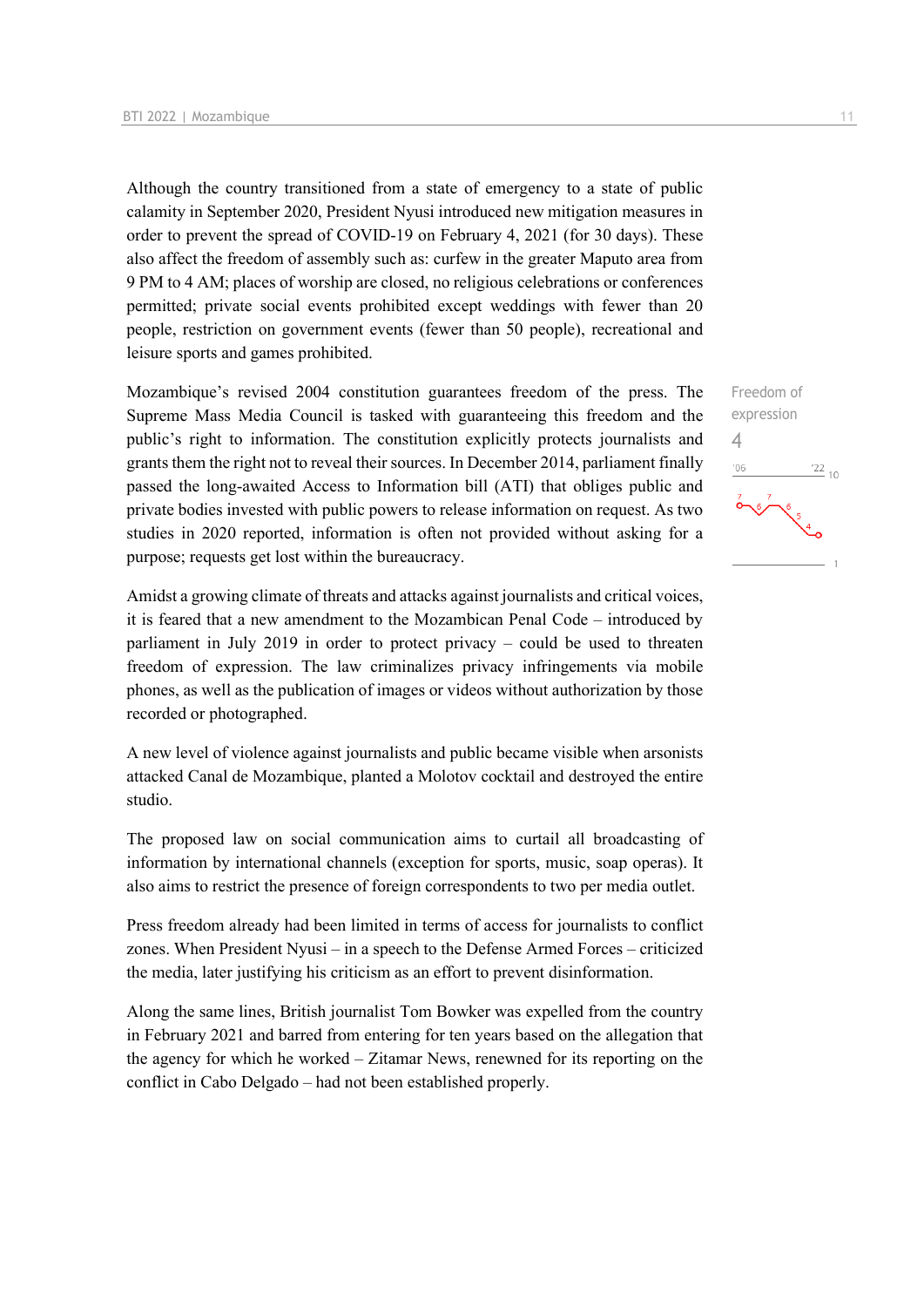Although the country transitioned from a state of emergency to a state of public calamity in September 2020, President Nyusi introduced new mitigation measures in order to prevent the spread of COVID-19 on February 4, 2021 (for 30 days). These also affect the freedom of assembly such as: curfew in the greater Maputo area from 9 PM to 4 AM; places of worship are closed, no religious celebrations or conferences permitted; private social events prohibited except weddings with fewer than 20 people, restriction on government events (fewer than 50 people), recreational and leisure sports and games prohibited.

Freedom of expression
4

Mozambique's revised 2004 constitution guarantees freedom of the press. The Supreme Mass Media Council is tasked with guaranteeing this freedom and the public's right to information. The constitution explicitly protects journalists and grants them the right not to reveal their sources. In December 2014, parliament finally passed the long-awaited Access to Information bill (ATI) that obliges public and private bodies invested with public powers to release information on request. As two studies in 2020 reported, information is often not provided without asking for a purpose; requests get lost within the bureaucracy.

Amidst a growing climate of threats and attacks against journalists and critical voices, it is feared that a new amendment to the Mozambican Penal Code – introduced by parliament in July 2019 in order to protect privacy – could be used to threaten freedom of expression. The law criminalizes privacy infringements via mobile phones, as well as the publication of images or videos without authorization by those recorded or photographed.

A new level of violence against journalists and public became visible when arsonists attacked Canal de Mozambique, planted a Molotov cocktail and destroyed the entire studio.

The proposed law on social communication aims to curtail all broadcasting of information by international channels (exception for sports, music, soap operas). It also aims to restrict the presence of foreign correspondents to two per media outlet.

Press freedom already had been limited in terms of access for journalists to conflict zones. When President Nyusi – in a speech to the Defense Armed Forces – criticized the media, later justifying his criticism as an effort to prevent disinformation.

Along the same lines, British journalist Tom Bowker was expelled from the country in February 2021 and barred from entering for ten years based on the allegation that the agency for which he worked – Zitamar News, renewned for its reporting on the conflict in Cabo Delgado – had not been established properly.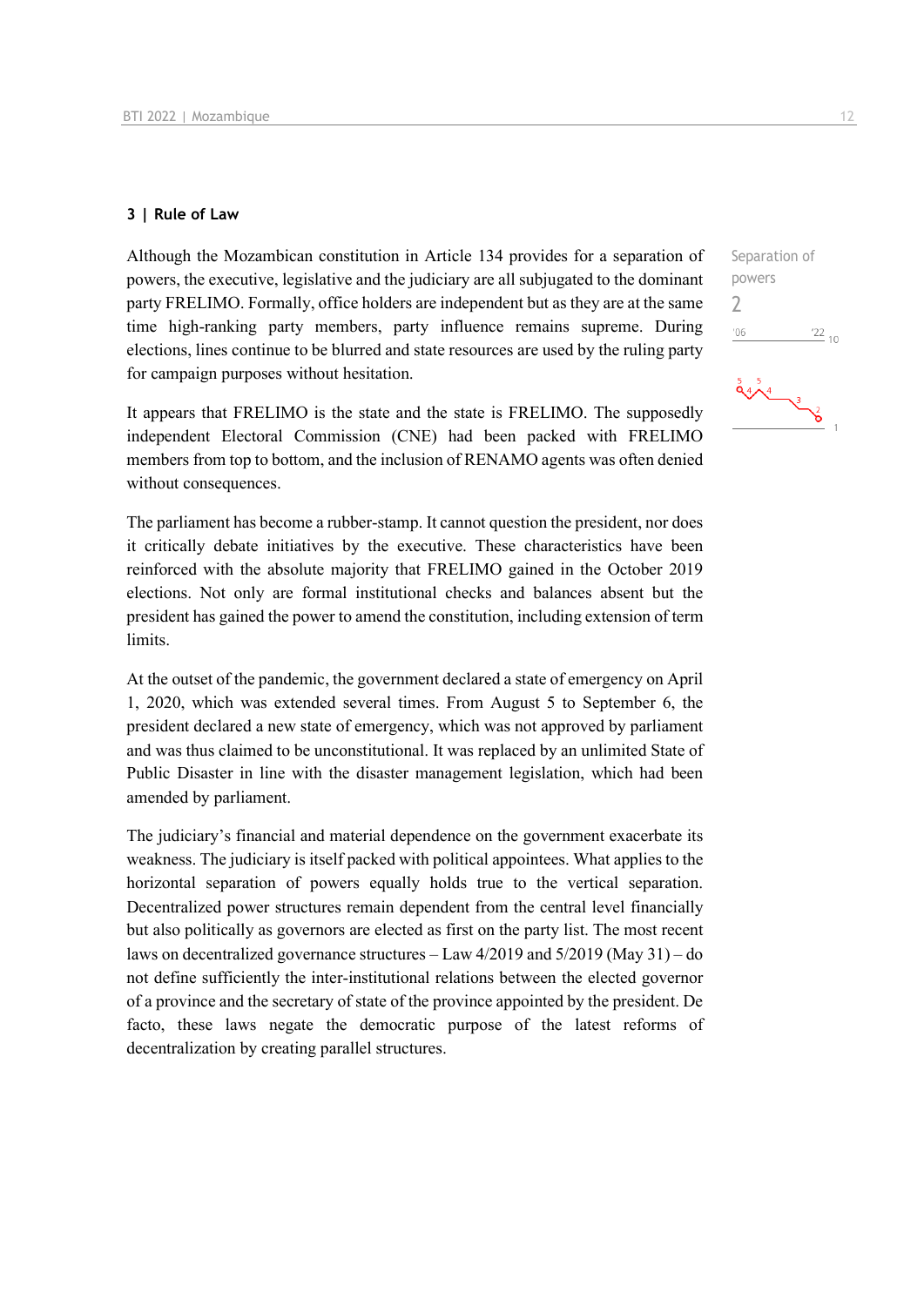## 3 | Rule of Law

Separation of powers
2

Although the Mozambican constitution in Article 134 provides for a separation of powers, the executive, legislative and the judiciary are all subjugated to the dominant party FRELIMO. Formally, office holders are independent but as they are at the same time high-ranking party members, party influence remains supreme. During elections, lines continue to be blurred and state resources are used by the ruling party for campaign purposes without hesitation.

It appears that FRELIMO is the state and the state is FRELIMO. The supposedly independent Electoral Commission (CNE) had been packed with FRELIMO members from top to bottom, and the inclusion of RENAMO agents was often denied without consequences.

The parliament has become a rubber-stamp. It cannot question the president, nor does it critically debate initiatives by the executive. These characteristics have been reinforced with the absolute majority that FRELIMO gained in the October 2019 elections. Not only are formal institutional checks and balances absent but the president has gained the power to amend the constitution, including extension of term limits.

At the outset of the pandemic, the government declared a state of emergency on April 1, 2020, which was extended several times. From August 5 to September 6, the president declared a new state of emergency, which was not approved by parliament and was thus claimed to be unconstitutional. It was replaced by an unlimited State of Public Disaster in line with the disaster management legislation, which had been amended by parliament.

The judiciary's financial and material dependence on the government exacerbate its weakness. The judiciary is itself packed with political appointees. What applies to the horizontal separation of powers equally holds true to the vertical separation. Decentralized power structures remain dependent from the central level financially but also politically as governors are elected as first on the party list. The most recent laws on decentralized governance structures – Law 4/2019 and 5/2019 (May 31) – do not define sufficiently the inter-institutional relations between the elected governor of a province and the secretary of state of the province appointed by the president. De facto, these laws negate the democratic purpose of the latest reforms of decentralization by creating parallel structures.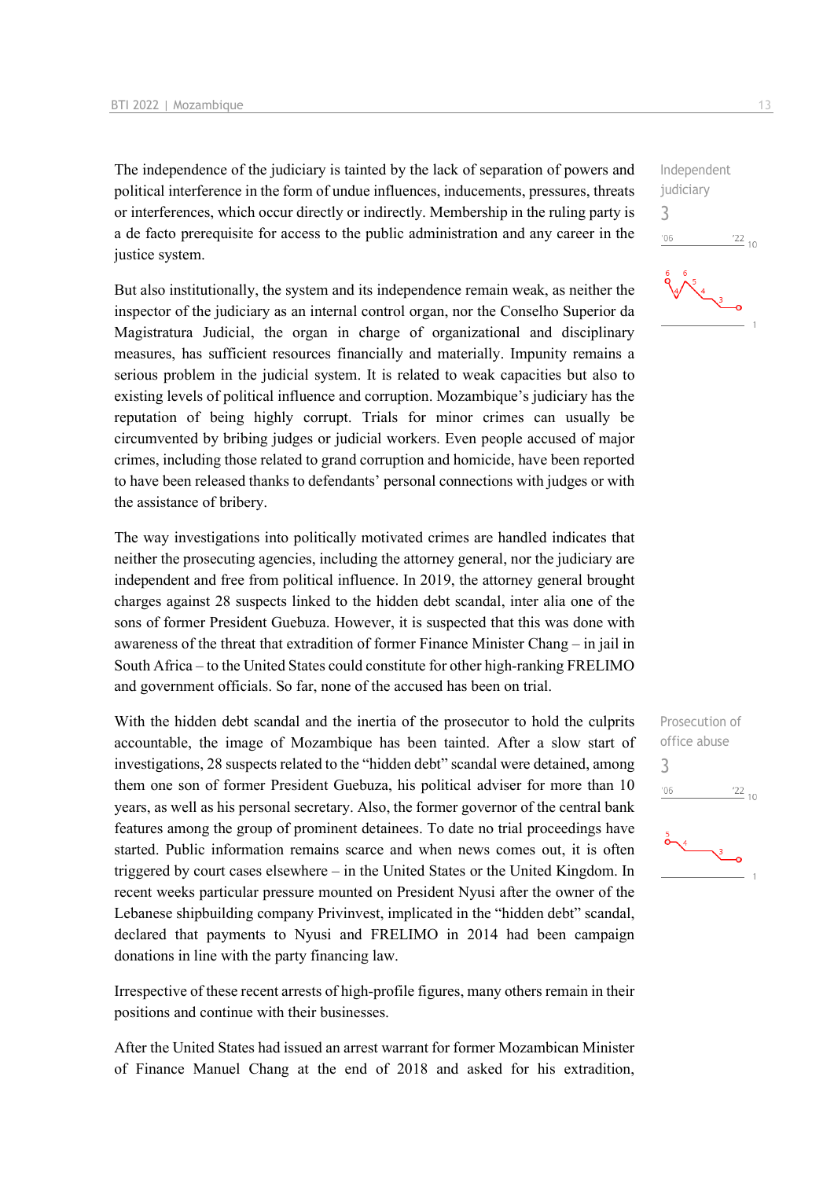The independence of the judiciary is tainted by the lack of separation of powers and political interference in the form of undue influences, inducements, pressures, threats or interferences, which occur directly or indirectly. Membership in the ruling party is a de facto prerequisite for access to the public administration and any career in the justice system.

Independent judiciary
3

But also institutionally, the system and its independence remain weak, as neither the inspector of the judiciary as an internal control organ, nor the Conselho Superior da Magistratura Judicial, the organ in charge of organizational and disciplinary measures, has sufficient resources financially and materially. Impunity remains a serious problem in the judicial system. It is related to weak capacities but also to existing levels of political influence and corruption. Mozambique's judiciary has the reputation of being highly corrupt. Trials for minor crimes can usually be circumvented by bribing judges or judicial workers. Even people accused of major crimes, including those related to grand corruption and homicide, have been reported to have been released thanks to defendants' personal connections with judges or with the assistance of bribery.

The way investigations into politically motivated crimes are handled indicates that neither the prosecuting agencies, including the attorney general, nor the judiciary are independent and free from political influence. In 2019, the attorney general brought charges against 28 suspects linked to the hidden debt scandal, inter alia one of the sons of former President Guebuza. However, it is suspected that this was done with awareness of the threat that extradition of former Finance Minister Chang – in jail in South Africa – to the United States could constitute for other high-ranking FRELIMO and government officials. So far, none of the accused has been on trial.

With the hidden debt scandal and the inertia of the prosecutor to hold the culprits accountable, the image of Mozambique has been tainted. After a slow start of investigations, 28 suspects related to the "hidden debt" scandal were detained, among them one son of former President Guebuza, his political adviser for more than 10 years, as well as his personal secretary. Also, the former governor of the central bank features among the group of prominent detainees. To date no trial proceedings have started. Public information remains scarce and when news comes out, it is often triggered by court cases elsewhere – in the United States or the United Kingdom. In recent weeks particular pressure mounted on President Nyusi after the owner of the Lebanese shipbuilding company Privinvest, implicated in the "hidden debt" scandal, declared that payments to Nyusi and FRELIMO in 2014 had been campaign donations in line with the party financing law.

Prosecution of office abuse
3

Irrespective of these recent arrests of high-profile figures, many others remain in their positions and continue with their businesses.

After the United States had issued an arrest warrant for former Mozambican Minister of Finance Manuel Chang at the end of 2018 and asked for his extradition,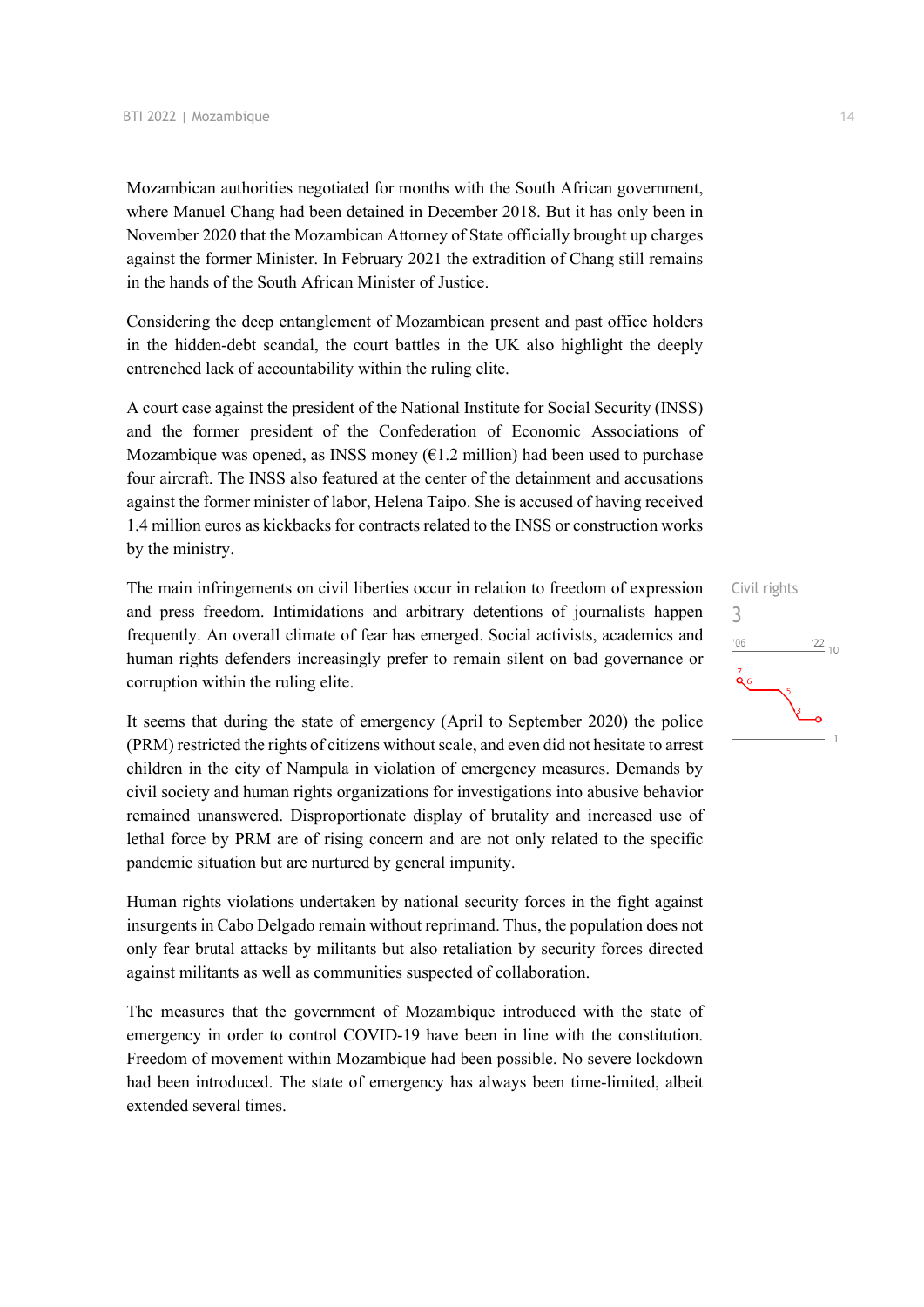Mozambican authorities negotiated for months with the South African government, where Manuel Chang had been detained in December 2018. But it has only been in November 2020 that the Mozambican Attorney of State officially brought up charges against the former Minister. In February 2021 the extradition of Chang still remains in the hands of the South African Minister of Justice.

Considering the deep entanglement of Mozambican present and past office holders in the hidden-debt scandal, the court battles in the UK also highlight the deeply entrenched lack of accountability within the ruling elite.

A court case against the president of the National Institute for Social Security (INSS) and the former president of the Confederation of Economic Associations of Mozambique was opened, as INSS money (€1.2 million) had been used to purchase four aircraft. The INSS also featured at the center of the detainment and accusations against the former minister of labor, Helena Taipo. She is accused of having received 1.4 million euros as kickbacks for contracts related to the INSS or construction works by the ministry.

Civil rights
3

The main infringements on civil liberties occur in relation to freedom of expression and press freedom. Intimidations and arbitrary detentions of journalists happen frequently. An overall climate of fear has emerged. Social activists, academics and human rights defenders increasingly prefer to remain silent on bad governance or corruption within the ruling elite.

It seems that during the state of emergency (April to September 2020) the police (PRM) restricted the rights of citizens without scale, and even did not hesitate to arrest children in the city of Nampula in violation of emergency measures. Demands by civil society and human rights organizations for investigations into abusive behavior remained unanswered. Disproportionate display of brutality and increased use of lethal force by PRM are of rising concern and are not only related to the specific pandemic situation but are nurtured by general impunity.

Human rights violations undertaken by national security forces in the fight against insurgents in Cabo Delgado remain without reprimand. Thus, the population does not only fear brutal attacks by militants but also retaliation by security forces directed against militants as well as communities suspected of collaboration.

The measures that the government of Mozambique introduced with the state of emergency in order to control COVID-19 have been in line with the constitution. Freedom of movement within Mozambique had been possible. No severe lockdown had been introduced. The state of emergency has always been time-limited, albeit extended several times.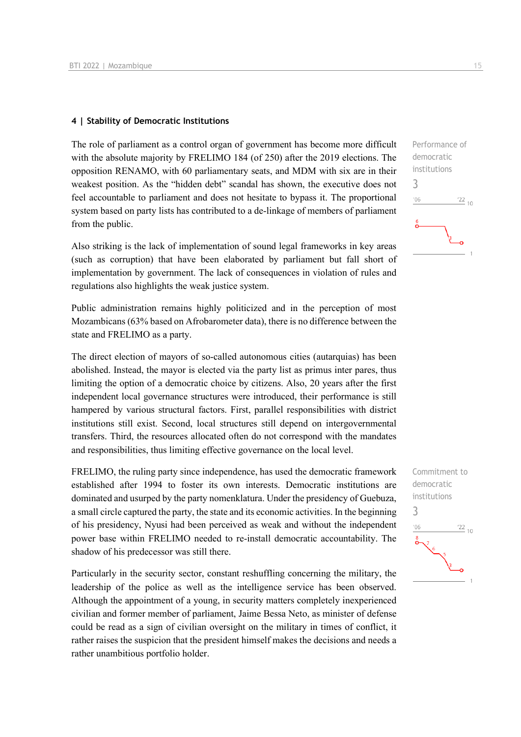## 4 | Stability of Democratic Institutions

Performance of democratic institutions

3

The role of parliament as a control organ of government has become more difficult with the absolute majority by FRELIMO 184 (of 250) after the 2019 elections. The opposition RENAMO, with 60 parliamentary seats, and MDM with six are in their weakest position. As the "hidden debt" scandal has shown, the executive does not feel accountable to parliament and does not hesitate to bypass it. The proportional system based on party lists has contributed to a de-linkage of members of parliament from the public.

Also striking is the lack of implementation of sound legal frameworks in key areas (such as corruption) that have been elaborated by parliament but fall short of implementation by government. The lack of consequences in violation of rules and regulations also highlights the weak justice system.

Public administration remains highly politicized and in the perception of most Mozambicans (63% based on Afrobarometer data), there is no difference between the state and FRELIMO as a party.

The direct election of mayors of so-called autonomous cities (autarquias) has been abolished. Instead, the mayor is elected via the party list as primus inter pares, thus limiting the option of a democratic choice by citizens. Also, 20 years after the first independent local governance structures were introduced, their performance is still hampered by various structural factors. First, parallel responsibilities with district institutions still exist. Second, local structures still depend on intergovernmental transfers. Third, the resources allocated often do not correspond with the mandates and responsibilities, thus limiting effective governance on the local level.

Commitment to democratic institutions

3

FRELIMO, the ruling party since independence, has used the democratic framework established after 1994 to foster its own interests. Democratic institutions are dominated and usurped by the party nomenklatura. Under the presidency of Guebuza, a small circle captured the party, the state and its economic activities. In the beginning of his presidency, Nyusi had been perceived as weak and without the independent power base within FRELIMO needed to re-install democratic accountability. The shadow of his predecessor was still there.

Particularly in the security sector, constant reshuffling concerning the military, the leadership of the police as well as the intelligence service has been observed. Although the appointment of a young, in security matters completely inexperienced civilian and former member of parliament, Jaime Bessa Neto, as minister of defense could be read as a sign of civilian oversight on the military in times of conflict, it rather raises the suspicion that the president himself makes the decisions and needs a rather unambitious portfolio holder.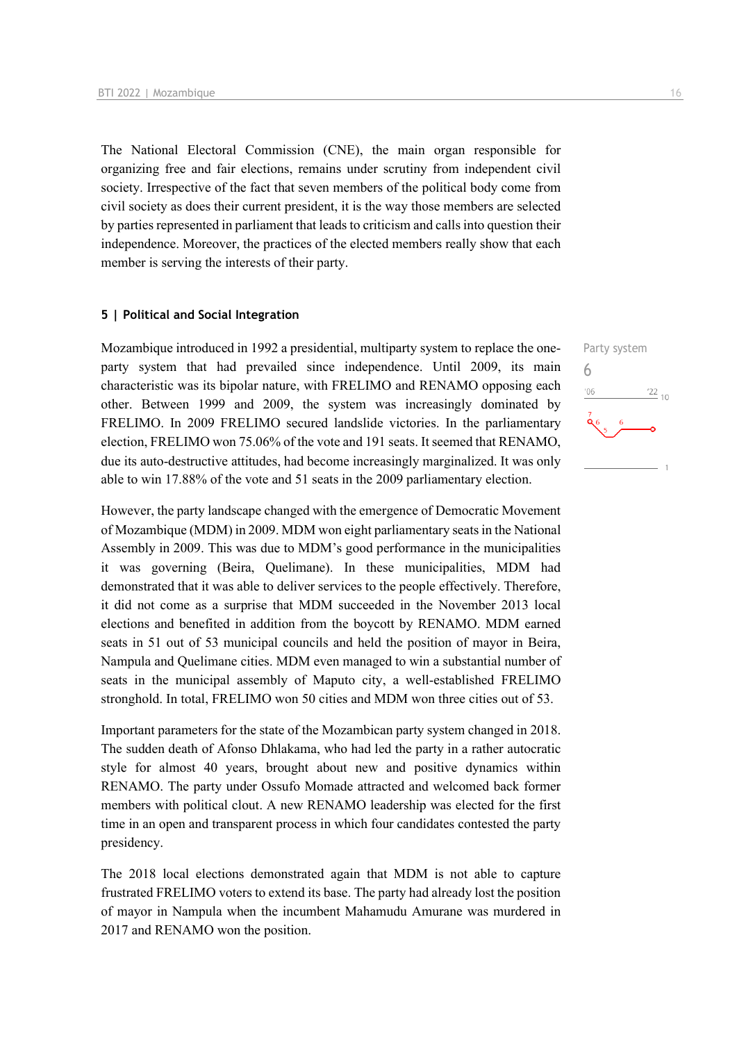The National Electoral Commission (CNE), the main organ responsible for organizing free and fair elections, remains under scrutiny from independent civil society. Irrespective of the fact that seven members of the political body come from civil society as does their current president, it is the way those members are selected by parties represented in parliament that leads to criticism and calls into question their independence. Moreover, the practices of the elected members really show that each member is serving the interests of their party.

### 5 | Political and Social Integration

Party system
6

Mozambique introduced in 1992 a presidential, multiparty system to replace the one-party system that had prevailed since independence. Until 2009, its main characteristic was its bipolar nature, with FRELIMO and RENAMO opposing each other. Between 1999 and 2009, the system was increasingly dominated by FRELIMO. In 2009 FRELIMO secured landslide victories. In the parliamentary election, FRELIMO won 75.06% of the vote and 191 seats. It seemed that RENAMO, due its auto-destructive attitudes, had become increasingly marginalized. It was only able to win 17.88% of the vote and 51 seats in the 2009 parliamentary election.

However, the party landscape changed with the emergence of Democratic Movement of Mozambique (MDM) in 2009. MDM won eight parliamentary seats in the National Assembly in 2009. This was due to MDM's good performance in the municipalities it was governing (Beira, Quelimane). In these municipalities, MDM had demonstrated that it was able to deliver services to the people effectively. Therefore, it did not come as a surprise that MDM succeeded in the November 2013 local elections and benefited in addition from the boycott by RENAMO. MDM earned seats in 51 out of 53 municipal councils and held the position of mayor in Beira, Nampula and Quelimane cities. MDM even managed to win a substantial number of seats in the municipal assembly of Maputo city, a well-established FRELIMO stronghold. In total, FRELIMO won 50 cities and MDM won three cities out of 53.

Important parameters for the state of the Mozambican party system changed in 2018. The sudden death of Afonso Dhlakama, who had led the party in a rather autocratic style for almost 40 years, brought about new and positive dynamics within RENAMO. The party under Ossufo Momade attracted and welcomed back former members with political clout. A new RENAMO leadership was elected for the first time in an open and transparent process in which four candidates contested the party presidency.

The 2018 local elections demonstrated again that MDM is not able to capture frustrated FRELIMO voters to extend its base. The party had already lost the position of mayor in Nampula when the incumbent Mahamudu Amurane was murdered in 2017 and RENAMO won the position.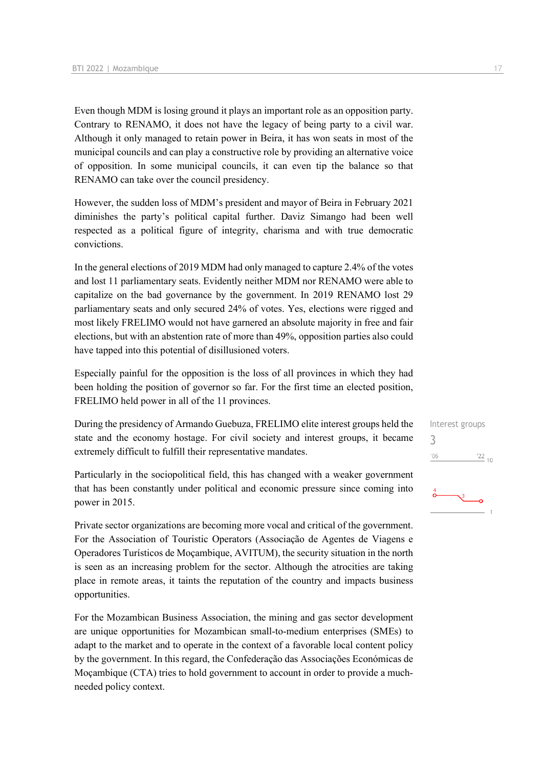Even though MDM is losing ground it plays an important role as an opposition party. Contrary to RENAMO, it does not have the legacy of being party to a civil war. Although it only managed to retain power in Beira, it has won seats in most of the municipal councils and can play a constructive role by providing an alternative voice of opposition. In some municipal councils, it can even tip the balance so that RENAMO can take over the council presidency.

However, the sudden loss of MDM's president and mayor of Beira in February 2021 diminishes the party's political capital further. Daviz Simango had been well respected as a political figure of integrity, charisma and with true democratic convictions.

In the general elections of 2019 MDM had only managed to capture 2.4% of the votes and lost 11 parliamentary seats. Evidently neither MDM nor RENAMO were able to capitalize on the bad governance by the government. In 2019 RENAMO lost 29 parliamentary seats and only secured 24% of votes. Yes, elections were rigged and most likely FRELIMO would not have garnered an absolute majority in free and fair elections, but with an abstention rate of more than 49%, opposition parties also could have tapped into this potential of disillusioned voters.

Especially painful for the opposition is the loss of all provinces in which they had been holding the position of governor so far. For the first time an elected position, FRELIMO held power in all of the 11 provinces.

Interest groups
3

During the presidency of Armando Guebuza, FRELIMO elite interest groups held the state and the economy hostage. For civil society and interest groups, it became extremely difficult to fulfill their representative mandates.

Particularly in the sociopolitical field, this has changed with a weaker government that has been constantly under political and economic pressure since coming into power in 2015.

Private sector organizations are becoming more vocal and critical of the government. For the Association of Touristic Operators (Associação de Agentes de Viagens e Operadores Turísticos de Moçambique, AVITUM), the security situation in the north is seen as an increasing problem for the sector. Although the atrocities are taking place in remote areas, it taints the reputation of the country and impacts business opportunities.

For the Mozambican Business Association, the mining and gas sector development are unique opportunities for Mozambican small-to-medium enterprises (SMEs) to adapt to the market and to operate in the context of a favorable local content policy by the government. In this regard, the Confederação das Associações Económicas de Moçambique (CTA) tries to hold government to account in order to provide a much-needed policy context.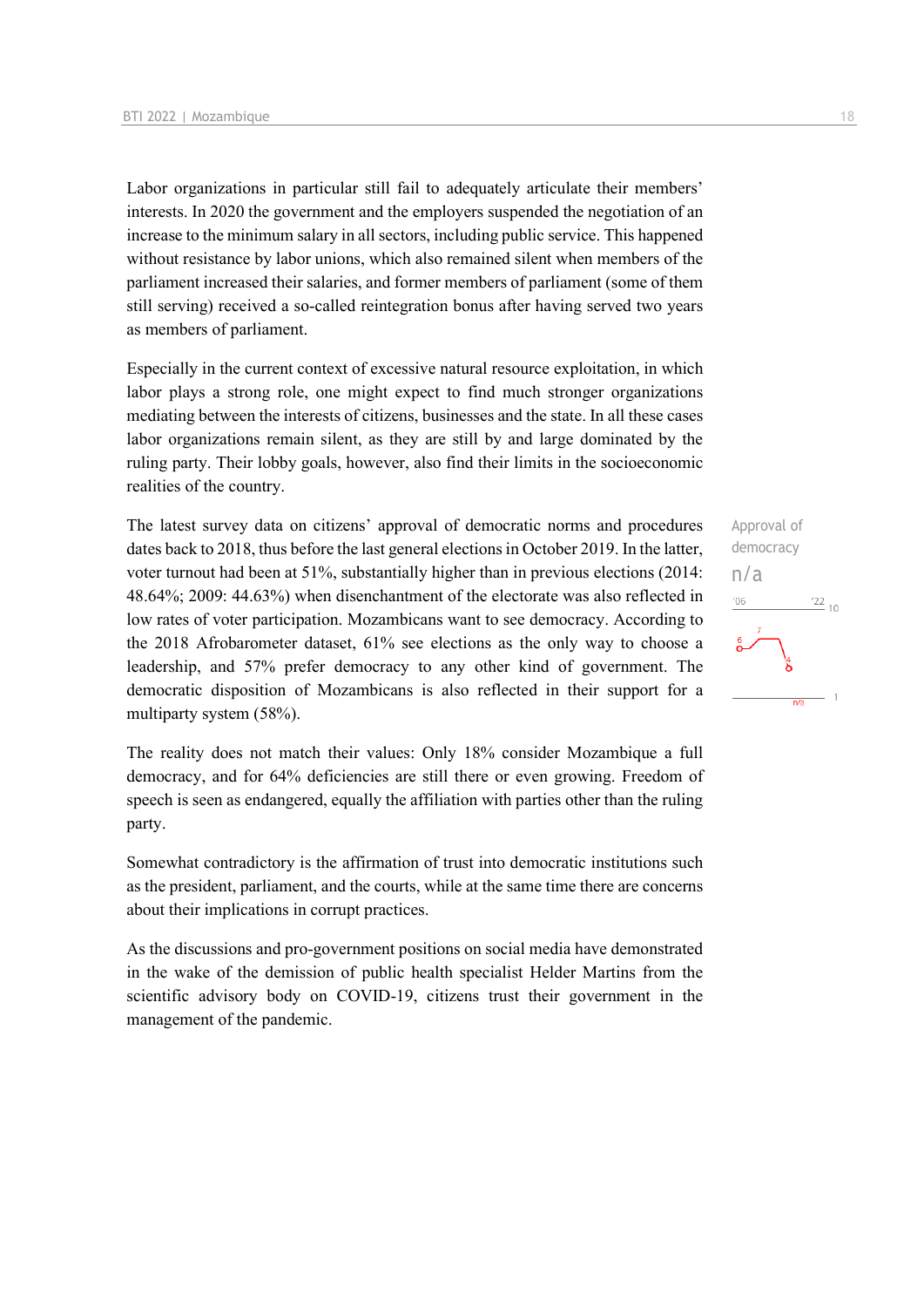Labor organizations in particular still fail to adequately articulate their members' interests. In 2020 the government and the employers suspended the negotiation of an increase to the minimum salary in all sectors, including public service. This happened without resistance by labor unions, which also remained silent when members of the parliament increased their salaries, and former members of parliament (some of them still serving) received a so-called reintegration bonus after having served two years as members of parliament.

Especially in the current context of excessive natural resource exploitation, in which labor plays a strong role, one might expect to find much stronger organizations mediating between the interests of citizens, businesses and the state. In all these cases labor organizations remain silent, as they are still by and large dominated by the ruling party. Their lobby goals, however, also find their limits in the socioeconomic realities of the country.

Approval of democracy

n/a

The latest survey data on citizens' approval of democratic norms and procedures dates back to 2018, thus before the last general elections in October 2019. In the latter, voter turnout had been at 51%, substantially higher than in previous elections (2014: 48.64%; 2009: 44.63%) when disenchantment of the electorate was also reflected in low rates of voter participation. Mozambicans want to see democracy. According to the 2018 Afrobarometer dataset, 61% see elections as the only way to choose a leadership, and 57% prefer democracy to any other kind of government. The democratic disposition of Mozambicans is also reflected in their support for a multiparty system (58%).

The reality does not match their values: Only 18% consider Mozambique a full democracy, and for 64% deficiencies are still there or even growing. Freedom of speech is seen as endangered, equally the affiliation with parties other than the ruling party.

Somewhat contradictory is the affirmation of trust into democratic institutions such as the president, parliament, and the courts, while at the same time there are concerns about their implications in corrupt practices.

As the discussions and pro-government positions on social media have demonstrated in the wake of the demission of public health specialist Helder Martins from the scientific advisory body on COVID-19, citizens trust their government in the management of the pandemic.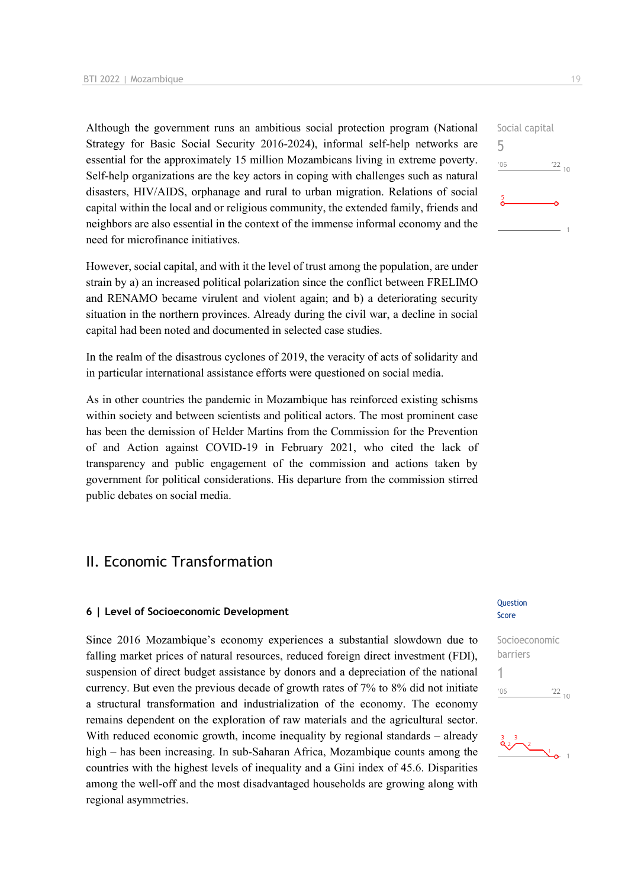Although the government runs an ambitious social protection program (National Strategy for Basic Social Security 2016-2024), informal self-help networks are essential for the approximately 15 million Mozambicans living in extreme poverty. Self-help organizations are the key actors in coping with challenges such as natural disasters, HIV/AIDS, orphanage and rural to urban migration. Relations of social capital within the local and or religious community, the extended family, friends and neighbors are also essential in the context of the immense informal economy and the need for microfinance initiatives.

Social capital
5

However, social capital, and with it the level of trust among the population, are under strain by a) an increased political polarization since the conflict between FRELIMO and RENAMO became virulent and violent again; and b) a deteriorating security situation in the northern provinces. Already during the civil war, a decline in social capital had been noted and documented in selected case studies.

In the realm of the disastrous cyclones of 2019, the veracity of acts of solidarity and in particular international assistance efforts were questioned on social media.

As in other countries the pandemic in Mozambique has reinforced existing schisms within society and between scientists and political actors. The most prominent case has been the demission of Helder Martins from the Commission for the Prevention of and Action against COVID-19 in February 2021, who cited the lack of transparency and public engagement of the commission and actions taken by government for political considerations. His departure from the commission stirred public debates on social media.

## II. Economic Transformation

### 6 | Level of Socioeconomic Development

Question Score

Since 2016 Mozambique's economy experiences a substantial slowdown due to falling market prices of natural resources, reduced foreign direct investment (FDI), suspension of direct budget assistance by donors and a depreciation of the national currency. But even the previous decade of growth rates of 7% to 8% did not initiate a structural transformation and industrialization of the economy. The economy remains dependent on the exploration of raw materials and the agricultural sector. With reduced economic growth, income inequality by regional standards – already high – has been increasing. In sub-Saharan Africa, Mozambique counts among the countries with the highest levels of inequality and a Gini index of 45.6. Disparities among the well-off and the most disadvantaged households are growing along with regional asymmetries.

Socioeconomic barriers
1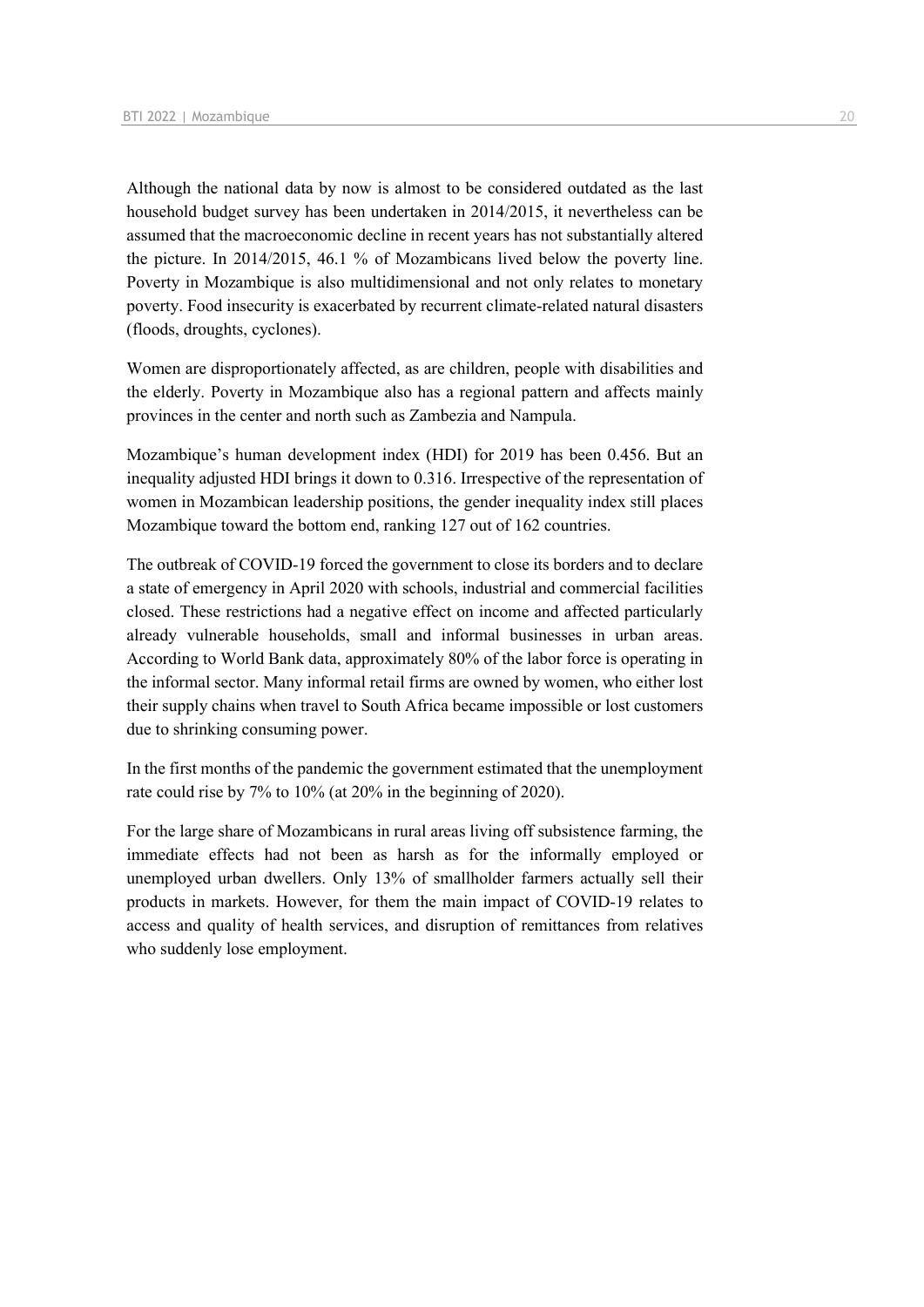Although the national data by now is almost to be considered outdated as the last household budget survey has been undertaken in 2014/2015, it nevertheless can be assumed that the macroeconomic decline in recent years has not substantially altered the picture. In 2014/2015, 46.1 % of Mozambicans lived below the poverty line. Poverty in Mozambique is also multidimensional and not only relates to monetary poverty. Food insecurity is exacerbated by recurrent climate-related natural disasters (floods, droughts, cyclones).

Women are disproportionately affected, as are children, people with disabilities and the elderly. Poverty in Mozambique also has a regional pattern and affects mainly provinces in the center and north such as Zambezia and Nampula.

Mozambique's human development index (HDI) for 2019 has been 0.456. But an inequality adjusted HDI brings it down to 0.316. Irrespective of the representation of women in Mozambican leadership positions, the gender inequality index still places Mozambique toward the bottom end, ranking 127 out of 162 countries.

The outbreak of COVID-19 forced the government to close its borders and to declare a state of emergency in April 2020 with schools, industrial and commercial facilities closed. These restrictions had a negative effect on income and affected particularly already vulnerable households, small and informal businesses in urban areas. According to World Bank data, approximately 80% of the labor force is operating in the informal sector. Many informal retail firms are owned by women, who either lost their supply chains when travel to South Africa became impossible or lost customers due to shrinking consuming power.

In the first months of the pandemic the government estimated that the unemployment rate could rise by 7% to 10% (at 20% in the beginning of 2020).

For the large share of Mozambicans in rural areas living off subsistence farming, the immediate effects had not been as harsh as for the informally employed or unemployed urban dwellers. Only 13% of smallholder farmers actually sell their products in markets. However, for them the main impact of COVID-19 relates to access and quality of health services, and disruption of remittances from relatives who suddenly lose employment.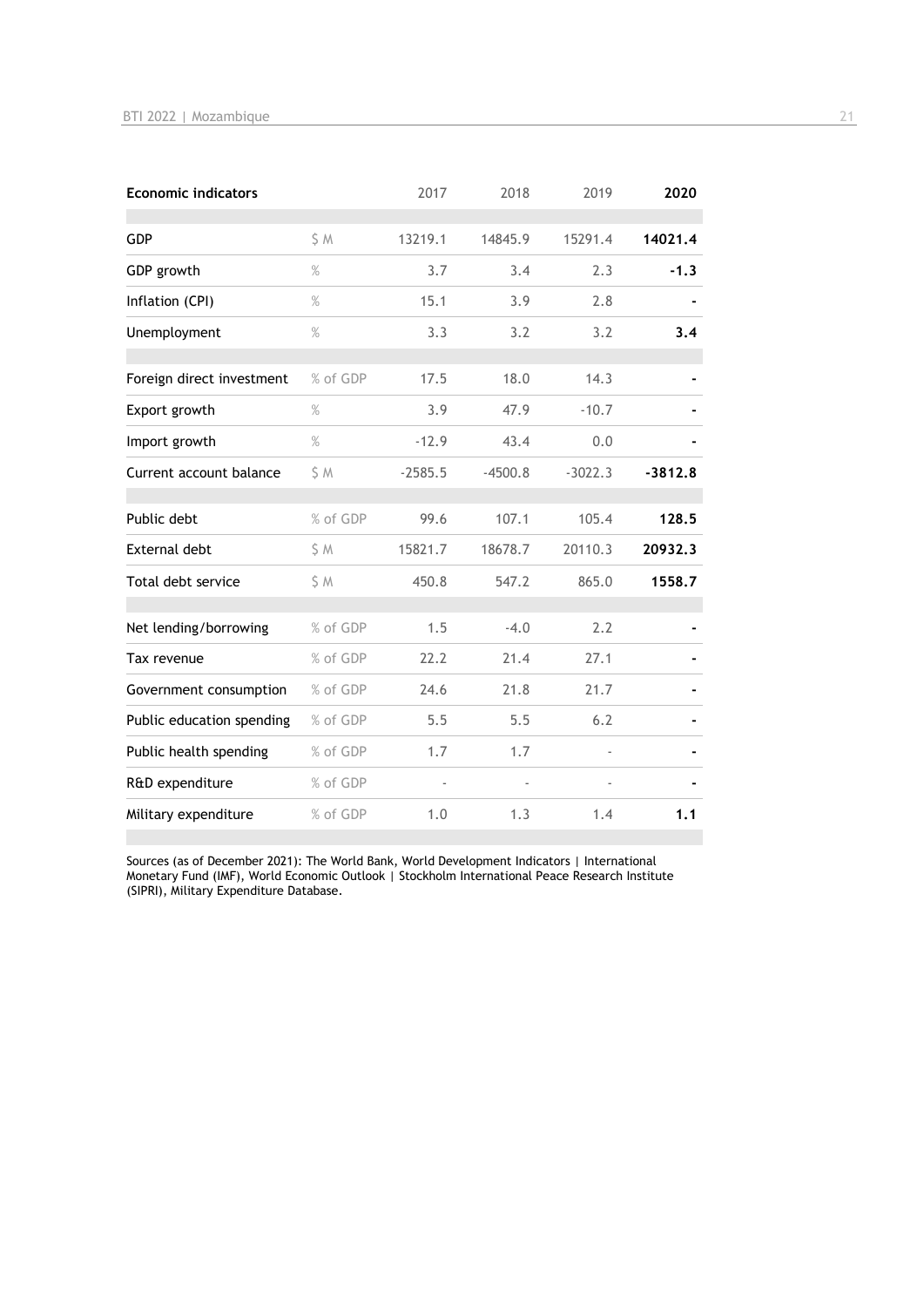| Economic indicators | | 2017 | 2018 | 2019 | 2020 |
|---|---|---|---|---|---|
| GDP | $ M | 13219.1 | 14845.9 | 15291.4 | **14021.4** |
| GDP growth | % | 3.7 | 3.4 | 2.3 | **-1.3** |
| Inflation (CPI) | % | 15.1 | 3.9 | 2.8 | **-** |
| Unemployment | % | 3.3 | 3.2 | 3.2 | **3.4** |
| Foreign direct investment | % of GDP | 17.5 | 18.0 | 14.3 | **-** |
| Export growth | % | 3.9 | 47.9 | -10.7 | **-** |
| Import growth | % | -12.9 | 43.4 | 0.0 | **-** |
| Current account balance | $ M | -2585.5 | -4500.8 | -3022.3 | **-3812.8** |
| Public debt | % of GDP | 99.6 | 107.1 | 105.4 | **128.5** |
| External debt | $ M | 15821.7 | 18678.7 | 20110.3 | **20932.3** |
| Total debt service | $ M | 450.8 | 547.2 | 865.0 | **1558.7** |
| Net lending/borrowing | % of GDP | 1.5 | -4.0 | 2.2 | **-** |
| Tax revenue | % of GDP | 22.2 | 21.4 | 27.1 | **-** |
| Government consumption | % of GDP | 24.6 | 21.8 | 21.7 | **-** |
| Public education spending | % of GDP | 5.5 | 5.5 | 6.2 | **-** |
| Public health spending | % of GDP | 1.7 | 1.7 | - | **-** |
| R&D expenditure | % of GDP | - | - | - | **-** |
| Military expenditure | % of GDP | 1.0 | 1.3 | 1.4 | **1.1** |

Sources (as of December 2021): The World Bank, World Development Indicators | International Monetary Fund (IMF), World Economic Outlook | Stockholm International Peace Research Institute (SIPRI), Military Expenditure Database.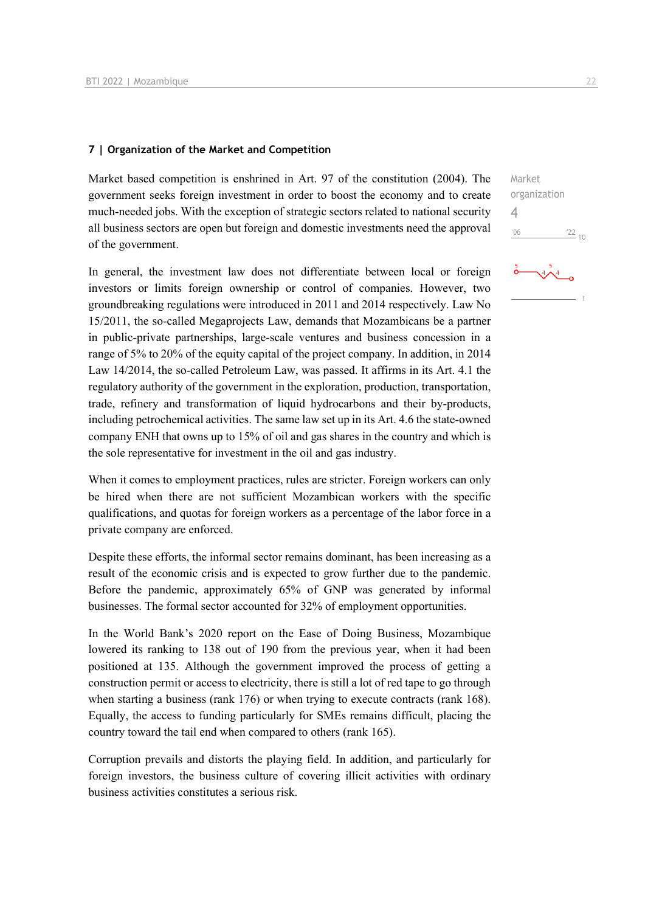## 7 | Organization of the Market and Competition

Market based competition is enshrined in Art. 97 of the constitution (2004). The government seeks foreign investment in order to boost the economy and to create much-needed jobs. With the exception of strategic sectors related to national security all business sectors are open but foreign and domestic investments need the approval of the government.

Market organization
4

In general, the investment law does not differentiate between local or foreign investors or limits foreign ownership or control of companies. However, two groundbreaking regulations were introduced in 2011 and 2014 respectively. Law No 15/2011, the so-called Megaprojects Law, demands that Mozambicans be a partner in public-private partnerships, large-scale ventures and business concession in a range of 5% to 20% of the equity capital of the project company. In addition, in 2014 Law 14/2014, the so-called Petroleum Law, was passed. It affirms in its Art. 4.1 the regulatory authority of the government in the exploration, production, transportation, trade, refinery and transformation of liquid hydrocarbons and their by-products, including petrochemical activities. The same law set up in its Art. 4.6 the state-owned company ENH that owns up to 15% of oil and gas shares in the country and which is the sole representative for investment in the oil and gas industry.

When it comes to employment practices, rules are stricter. Foreign workers can only be hired when there are not sufficient Mozambican workers with the specific qualifications, and quotas for foreign workers as a percentage of the labor force in a private company are enforced.

Despite these efforts, the informal sector remains dominant, has been increasing as a result of the economic crisis and is expected to grow further due to the pandemic. Before the pandemic, approximately 65% of GNP was generated by informal businesses. The formal sector accounted for 32% of employment opportunities.

In the World Bank's 2020 report on the Ease of Doing Business, Mozambique lowered its ranking to 138 out of 190 from the previous year, when it had been positioned at 135. Although the government improved the process of getting a construction permit or access to electricity, there is still a lot of red tape to go through when starting a business (rank 176) or when trying to execute contracts (rank 168). Equally, the access to funding particularly for SMEs remains difficult, placing the country toward the tail end when compared to others (rank 165).

Corruption prevails and distorts the playing field. In addition, and particularly for foreign investors, the business culture of covering illicit activities with ordinary business activities constitutes a serious risk.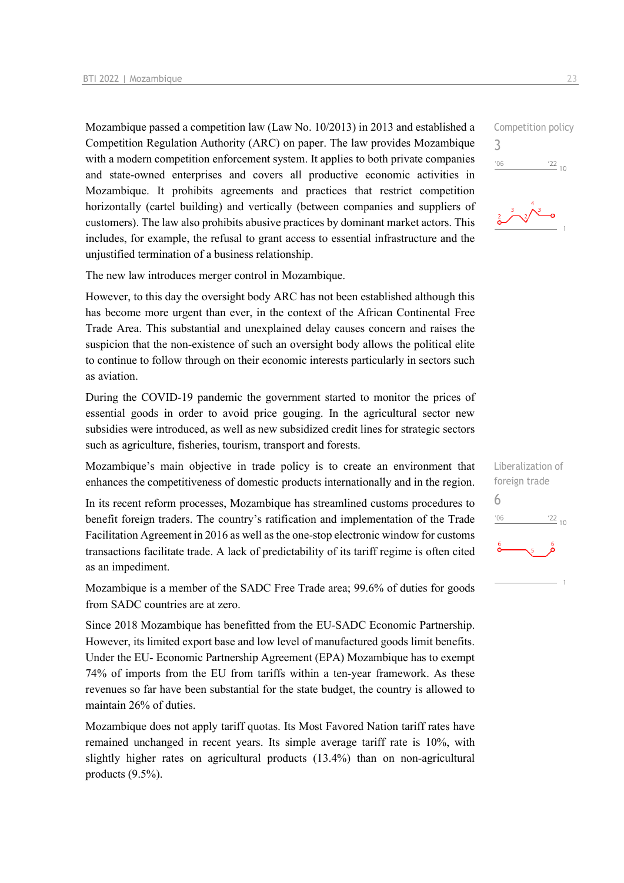Competition policy

3

Mozambique passed a competition law (Law No. 10/2013) in 2013 and established a Competition Regulation Authority (ARC) on paper. The law provides Mozambique with a modern competition enforcement system. It applies to both private companies and state-owned enterprises and covers all productive economic activities in Mozambique. It prohibits agreements and practices that restrict competition horizontally (cartel building) and vertically (between companies and suppliers of customers). The law also prohibits abusive practices by dominant market actors. This includes, for example, the refusal to grant access to essential infrastructure and the unjustified termination of a business relationship.

The new law introduces merger control in Mozambique.

However, to this day the oversight body ARC has not been established although this has become more urgent than ever, in the context of the African Continental Free Trade Area. This substantial and unexplained delay causes concern and raises the suspicion that the non-existence of such an oversight body allows the political elite to continue to follow through on their economic interests particularly in sectors such as aviation.

During the COVID-19 pandemic the government started to monitor the prices of essential goods in order to avoid price gouging. In the agricultural sector new subsidies were introduced, as well as new subsidized credit lines for strategic sectors such as agriculture, fisheries, tourism, transport and forests.

Liberalization of foreign trade

6

Mozambique's main objective in trade policy is to create an environment that enhances the competitiveness of domestic products internationally and in the region.

In its recent reform processes, Mozambique has streamlined customs procedures to benefit foreign traders. The country's ratification and implementation of the Trade Facilitation Agreement in 2016 as well as the one-stop electronic window for customs transactions facilitate trade. A lack of predictability of its tariff regime is often cited as an impediment.

Mozambique is a member of the SADC Free Trade area; 99.6% of duties for goods from SADC countries are at zero.

Since 2018 Mozambique has benefitted from the EU-SADC Economic Partnership. However, its limited export base and low level of manufactured goods limit benefits. Under the EU- Economic Partnership Agreement (EPA) Mozambique has to exempt 74% of imports from the EU from tariffs within a ten-year framework. As these revenues so far have been substantial for the state budget, the country is allowed to maintain 26% of duties.

Mozambique does not apply tariff quotas. Its Most Favored Nation tariff rates have remained unchanged in recent years. Its simple average tariff rate is 10%, with slightly higher rates on agricultural products (13.4%) than on non-agricultural products (9.5%).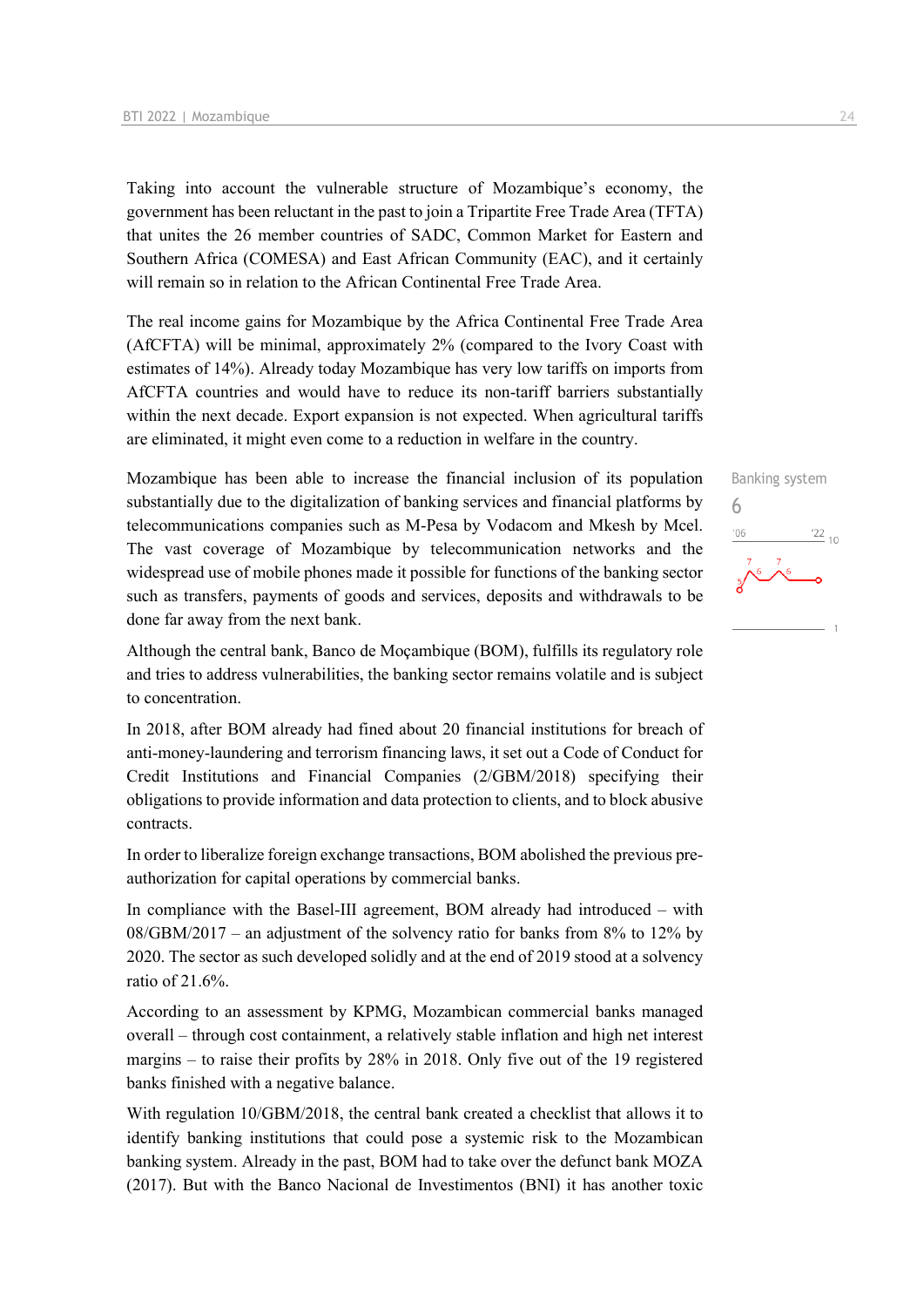Taking into account the vulnerable structure of Mozambique's economy, the government has been reluctant in the past to join a Tripartite Free Trade Area (TFTA) that unites the 26 member countries of SADC, Common Market for Eastern and Southern Africa (COMESA) and East African Community (EAC), and it certainly will remain so in relation to the African Continental Free Trade Area.

The real income gains for Mozambique by the Africa Continental Free Trade Area (AfCFTA) will be minimal, approximately 2% (compared to the Ivory Coast with estimates of 14%). Already today Mozambique has very low tariffs on imports from AfCFTA countries and would have to reduce its non-tariff barriers substantially within the next decade. Export expansion is not expected. When agricultural tariffs are eliminated, it might even come to a reduction in welfare in the country.

Banking system
6

Mozambique has been able to increase the financial inclusion of its population substantially due to the digitalization of banking services and financial platforms by telecommunications companies such as M-Pesa by Vodacom and Mkesh by Mcel. The vast coverage of Mozambique by telecommunication networks and the widespread use of mobile phones made it possible for functions of the banking sector such as transfers, payments of goods and services, deposits and withdrawals to be done far away from the next bank.

Although the central bank, Banco de Moçambique (BOM), fulfills its regulatory role and tries to address vulnerabilities, the banking sector remains volatile and is subject to concentration.

In 2018, after BOM already had fined about 20 financial institutions for breach of anti-money-laundering and terrorism financing laws, it set out a Code of Conduct for Credit Institutions and Financial Companies (2/GBM/2018) specifying their obligations to provide information and data protection to clients, and to block abusive contracts.

In order to liberalize foreign exchange transactions, BOM abolished the previous pre-authorization for capital operations by commercial banks.

In compliance with the Basel-III agreement, BOM already had introduced – with 08/GBM/2017 – an adjustment of the solvency ratio for banks from 8% to 12% by 2020. The sector as such developed solidly and at the end of 2019 stood at a solvency ratio of 21.6%.

According to an assessment by KPMG, Mozambican commercial banks managed overall – through cost containment, a relatively stable inflation and high net interest margins – to raise their profits by 28% in 2018. Only five out of the 19 registered banks finished with a negative balance.

With regulation 10/GBM/2018, the central bank created a checklist that allows it to identify banking institutions that could pose a systemic risk to the Mozambican banking system. Already in the past, BOM had to take over the defunct bank MOZA (2017). But with the Banco Nacional de Investimentos (BNI) it has another toxic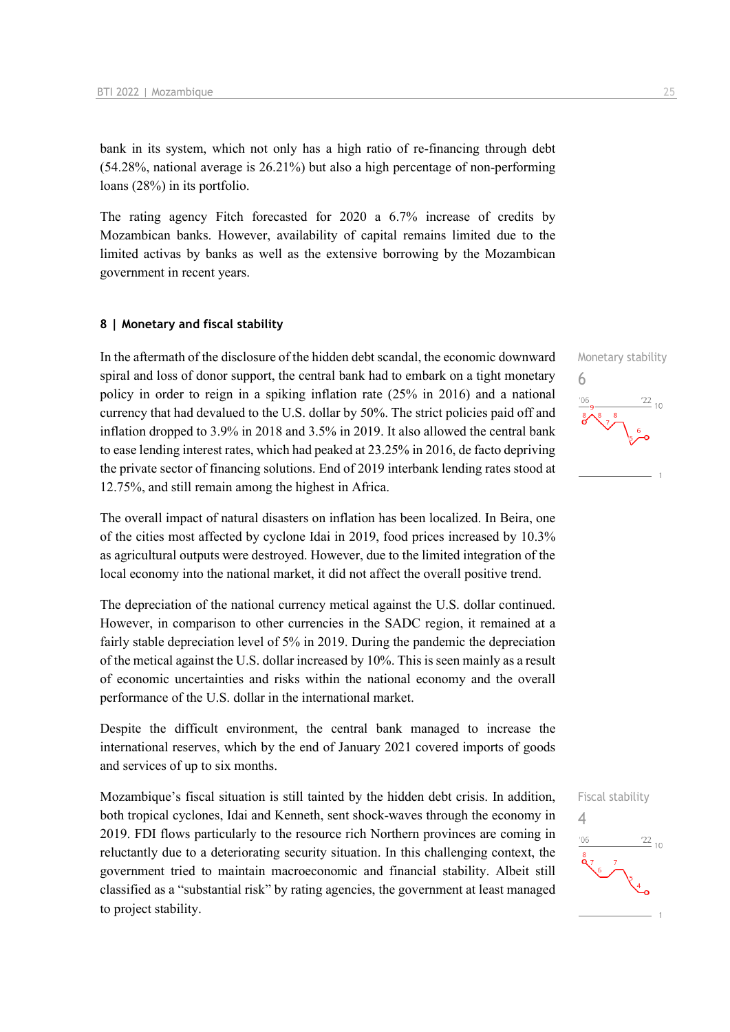bank in its system, which not only has a high ratio of re-financing through debt (54.28%, national average is 26.21%) but also a high percentage of non-performing loans (28%) in its portfolio.

The rating agency Fitch forecasted for 2020 a 6.7% increase of credits by Mozambican banks. However, availability of capital remains limited due to the limited activas by banks as well as the extensive borrowing by the Mozambican government in recent years.

### 8 | Monetary and fiscal stability

Monetary stability
6

In the aftermath of the disclosure of the hidden debt scandal, the economic downward spiral and loss of donor support, the central bank had to embark on a tight monetary policy in order to reign in a spiking inflation rate (25% in 2016) and a national currency that had devalued to the U.S. dollar by 50%. The strict policies paid off and inflation dropped to 3.9% in 2018 and 3.5% in 2019. It also allowed the central bank to ease lending interest rates, which had peaked at 23.25% in 2016, de facto depriving the private sector of financing solutions. End of 2019 interbank lending rates stood at 12.75%, and still remain among the highest in Africa.

The overall impact of natural disasters on inflation has been localized. In Beira, one of the cities most affected by cyclone Idai in 2019, food prices increased by 10.3% as agricultural outputs were destroyed. However, due to the limited integration of the local economy into the national market, it did not affect the overall positive trend.

The depreciation of the national currency metical against the U.S. dollar continued. However, in comparison to other currencies in the SADC region, it remained at a fairly stable depreciation level of 5% in 2019. During the pandemic the depreciation of the metical against the U.S. dollar increased by 10%. This is seen mainly as a result of economic uncertainties and risks within the national economy and the overall performance of the U.S. dollar in the international market.

Despite the difficult environment, the central bank managed to increase the international reserves, which by the end of January 2021 covered imports of goods and services of up to six months.

Fiscal stability
4

Mozambique's fiscal situation is still tainted by the hidden debt crisis. In addition, both tropical cyclones, Idai and Kenneth, sent shock-waves through the economy in 2019. FDI flows particularly to the resource rich Northern provinces are coming in reluctantly due to a deteriorating security situation. In this challenging context, the government tried to maintain macroeconomic and financial stability. Albeit still classified as a "substantial risk" by rating agencies, the government at least managed to project stability.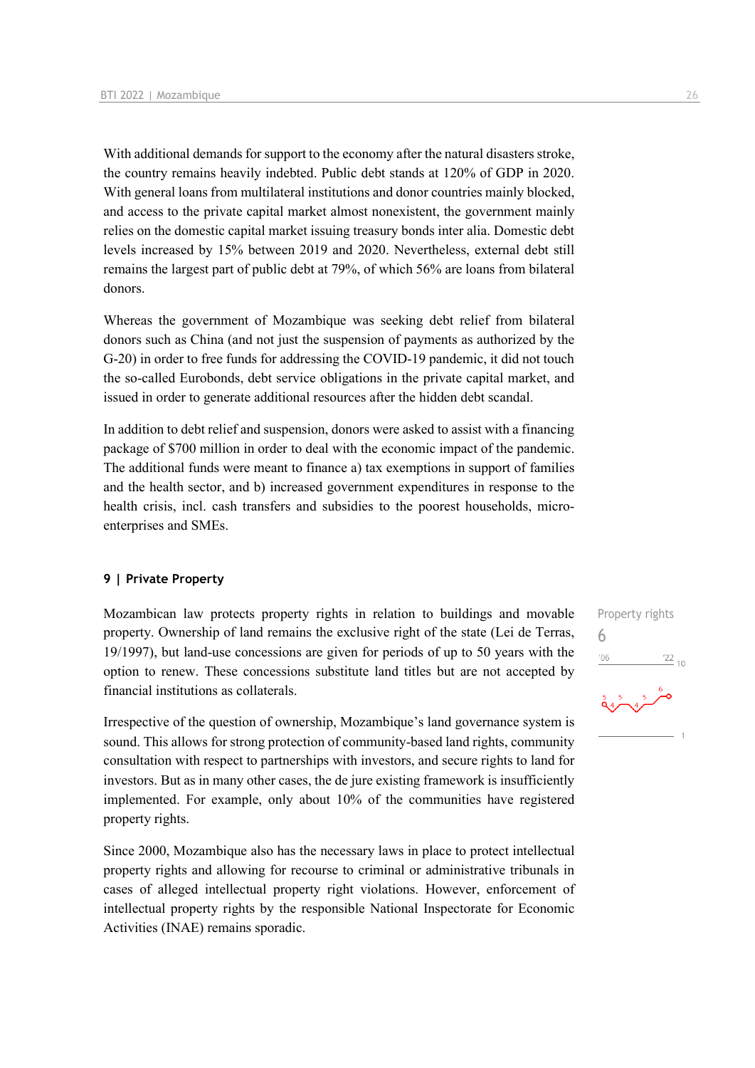With additional demands for support to the economy after the natural disasters stroke, the country remains heavily indebted. Public debt stands at 120% of GDP in 2020. With general loans from multilateral institutions and donor countries mainly blocked, and access to the private capital market almost nonexistent, the government mainly relies on the domestic capital market issuing treasury bonds inter alia. Domestic debt levels increased by 15% between 2019 and 2020. Nevertheless, external debt still remains the largest part of public debt at 79%, of which 56% are loans from bilateral donors.

Whereas the government of Mozambique was seeking debt relief from bilateral donors such as China (and not just the suspension of payments as authorized by the G-20) in order to free funds for addressing the COVID-19 pandemic, it did not touch the so-called Eurobonds, debt service obligations in the private capital market, and issued in order to generate additional resources after the hidden debt scandal.

In addition to debt relief and suspension, donors were asked to assist with a financing package of $700 million in order to deal with the economic impact of the pandemic. The additional funds were meant to finance a) tax exemptions in support of families and the health sector, and b) increased government expenditures in response to the health crisis, incl. cash transfers and subsidies to the poorest households, micro-enterprises and SMEs.

## 9 | Private Property

Property rights
6

Mozambican law protects property rights in relation to buildings and movable property. Ownership of land remains the exclusive right of the state (Lei de Terras, 19/1997), but land-use concessions are given for periods of up to 50 years with the option to renew. These concessions substitute land titles but are not accepted by financial institutions as collaterals.

Irrespective of the question of ownership, Mozambique's land governance system is sound. This allows for strong protection of community-based land rights, community consultation with respect to partnerships with investors, and secure rights to land for investors. But as in many other cases, the de jure existing framework is insufficiently implemented. For example, only about 10% of the communities have registered property rights.

Since 2000, Mozambique also has the necessary laws in place to protect intellectual property rights and allowing for recourse to criminal or administrative tribunals in cases of alleged intellectual property right violations. However, enforcement of intellectual property rights by the responsible National Inspectorate for Economic Activities (INAE) remains sporadic.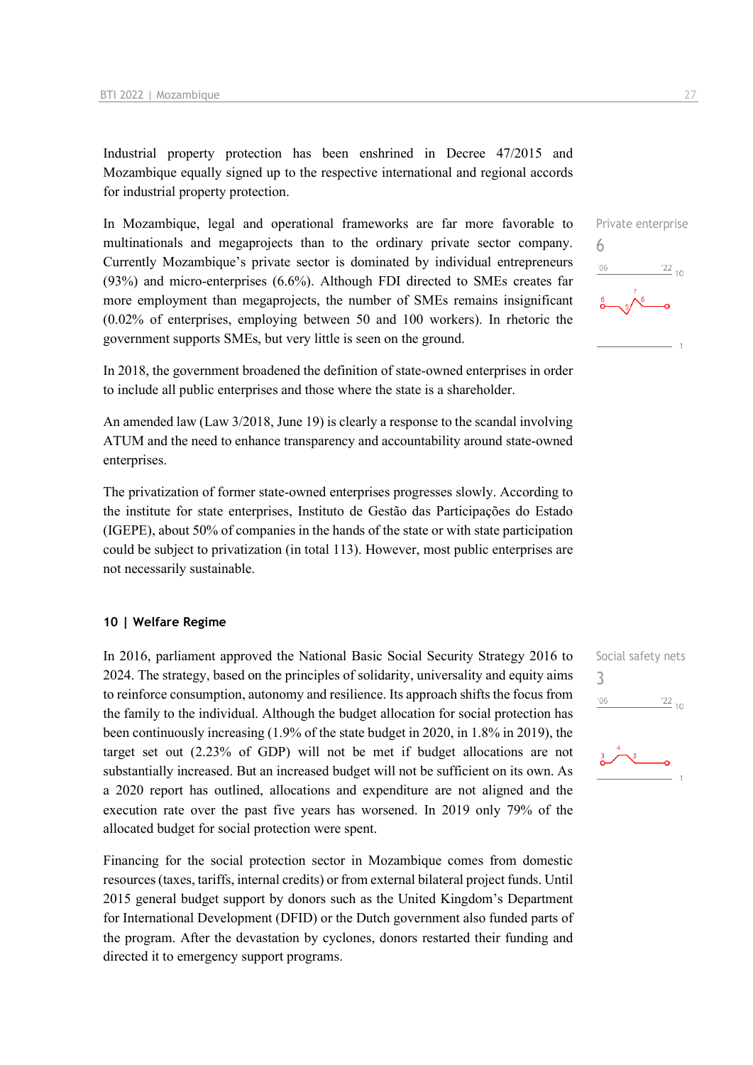Industrial property protection has been enshrined in Decree 47/2015 and Mozambique equally signed up to the respective international and regional accords for industrial property protection.

Private enterprise
6

In Mozambique, legal and operational frameworks are far more favorable to multinationals and megaprojects than to the ordinary private sector company. Currently Mozambique's private sector is dominated by individual entrepreneurs (93%) and micro-enterprises (6.6%). Although FDI directed to SMEs creates far more employment than megaprojects, the number of SMEs remains insignificant (0.02% of enterprises, employing between 50 and 100 workers). In rhetoric the government supports SMEs, but very little is seen on the ground.

In 2018, the government broadened the definition of state-owned enterprises in order to include all public enterprises and those where the state is a shareholder.

An amended law (Law 3/2018, June 19) is clearly a response to the scandal involving ATUM and the need to enhance transparency and accountability around state-owned enterprises.

The privatization of former state-owned enterprises progresses slowly. According to the institute for state enterprises, Instituto de Gestão das Participações do Estado (IGEPE), about 50% of companies in the hands of the state or with state participation could be subject to privatization (in total 113). However, most public enterprises are not necessarily sustainable.

## 10 | Welfare Regime

Social safety nets
3

In 2016, parliament approved the National Basic Social Security Strategy 2016 to 2024. The strategy, based on the principles of solidarity, universality and equity aims to reinforce consumption, autonomy and resilience. Its approach shifts the focus from the family to the individual. Although the budget allocation for social protection has been continuously increasing (1.9% of the state budget in 2020, in 1.8% in 2019), the target set out (2.23% of GDP) will not be met if budget allocations are not substantially increased. But an increased budget will not be sufficient on its own. As a 2020 report has outlined, allocations and expenditure are not aligned and the execution rate over the past five years has worsened. In 2019 only 79% of the allocated budget for social protection were spent.

Financing for the social protection sector in Mozambique comes from domestic resources (taxes, tariffs, internal credits) or from external bilateral project funds. Until 2015 general budget support by donors such as the United Kingdom's Department for International Development (DFID) or the Dutch government also funded parts of the program. After the devastation by cyclones, donors restarted their funding and directed it to emergency support programs.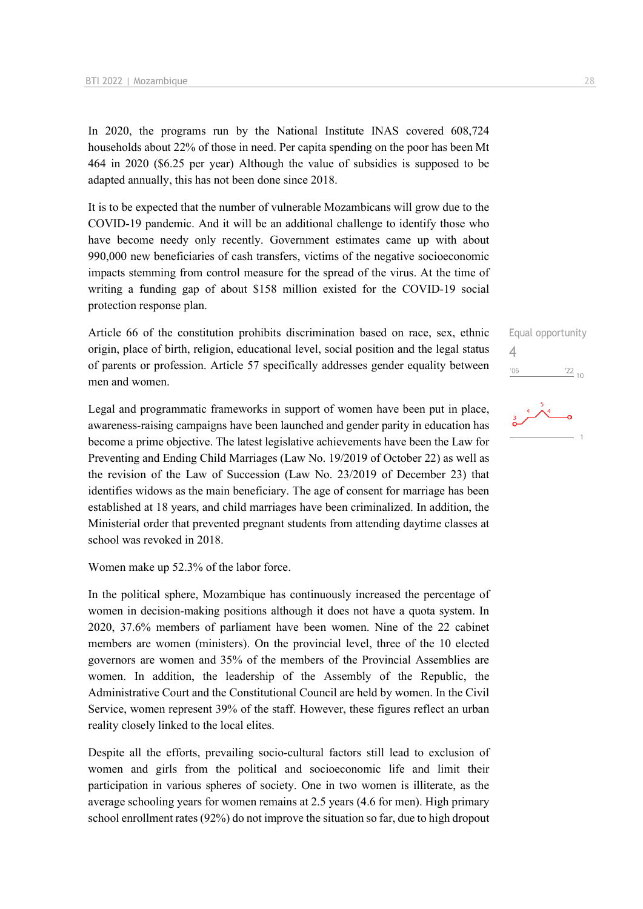In 2020, the programs run by the National Institute INAS covered 608,724 households about 22% of those in need. Per capita spending on the poor has been Mt 464 in 2020 ($6.25 per year) Although the value of subsidies is supposed to be adapted annually, this has not been done since 2018.

It is to be expected that the number of vulnerable Mozambicans will grow due to the COVID-19 pandemic. And it will be an additional challenge to identify those who have become needy only recently. Government estimates came up with about 990,000 new beneficiaries of cash transfers, victims of the negative socioeconomic impacts stemming from control measure for the spread of the virus. At the time of writing a funding gap of about $158 million existed for the COVID-19 social protection response plan.

Equal opportunity
4

Article 66 of the constitution prohibits discrimination based on race, sex, ethnic origin, place of birth, religion, educational level, social position and the legal status of parents or profession. Article 57 specifically addresses gender equality between men and women.

Legal and programmatic frameworks in support of women have been put in place, awareness-raising campaigns have been launched and gender parity in education has become a prime objective. The latest legislative achievements have been the Law for Preventing and Ending Child Marriages (Law No. 19/2019 of October 22) as well as the revision of the Law of Succession (Law No. 23/2019 of December 23) that identifies widows as the main beneficiary. The age of consent for marriage has been established at 18 years, and child marriages have been criminalized. In addition, the Ministerial order that prevented pregnant students from attending daytime classes at school was revoked in 2018.

Women make up 52.3% of the labor force.

In the political sphere, Mozambique has continuously increased the percentage of women in decision-making positions although it does not have a quota system. In 2020, 37.6% members of parliament have been women. Nine of the 22 cabinet members are women (ministers). On the provincial level, three of the 10 elected governors are women and 35% of the members of the Provincial Assemblies are women. In addition, the leadership of the Assembly of the Republic, the Administrative Court and the Constitutional Council are held by women. In the Civil Service, women represent 39% of the staff. However, these figures reflect an urban reality closely linked to the local elites.

Despite all the efforts, prevailing socio-cultural factors still lead to exclusion of women and girls from the political and socioeconomic life and limit their participation in various spheres of society. One in two women is illiterate, as the average schooling years for women remains at 2.5 years (4.6 for men). High primary school enrollment rates (92%) do not improve the situation so far, due to high dropout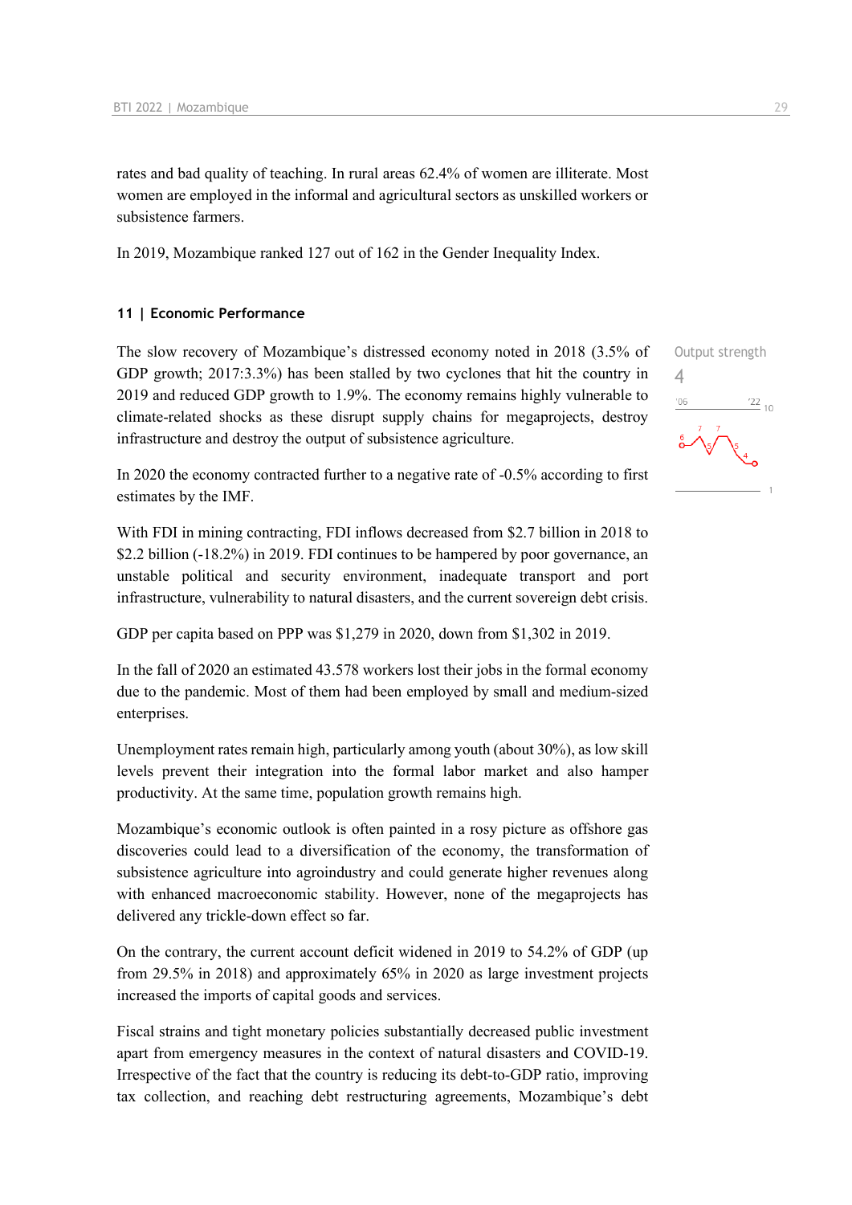rates and bad quality of teaching. In rural areas 62.4% of women are illiterate. Most women are employed in the informal and agricultural sectors as unskilled workers or subsistence farmers.

In 2019, Mozambique ranked 127 out of 162 in the Gender Inequality Index.

### 11 | Economic Performance

Output strength
4

The slow recovery of Mozambique's distressed economy noted in 2018 (3.5% of GDP growth; 2017:3.3%) has been stalled by two cyclones that hit the country in 2019 and reduced GDP growth to 1.9%. The economy remains highly vulnerable to climate-related shocks as these disrupt supply chains for megaprojects, destroy infrastructure and destroy the output of subsistence agriculture.

In 2020 the economy contracted further to a negative rate of -0.5% according to first estimates by the IMF.

With FDI in mining contracting, FDI inflows decreased from $2.7 billion in 2018 to $2.2 billion (-18.2%) in 2019. FDI continues to be hampered by poor governance, an unstable political and security environment, inadequate transport and port infrastructure, vulnerability to natural disasters, and the current sovereign debt crisis.

GDP per capita based on PPP was $1,279 in 2020, down from $1,302 in 2019.

In the fall of 2020 an estimated 43.578 workers lost their jobs in the formal economy due to the pandemic. Most of them had been employed by small and medium-sized enterprises.

Unemployment rates remain high, particularly among youth (about 30%), as low skill levels prevent their integration into the formal labor market and also hamper productivity. At the same time, population growth remains high.

Mozambique's economic outlook is often painted in a rosy picture as offshore gas discoveries could lead to a diversification of the economy, the transformation of subsistence agriculture into agroindustry and could generate higher revenues along with enhanced macroeconomic stability. However, none of the megaprojects has delivered any trickle-down effect so far.

On the contrary, the current account deficit widened in 2019 to 54.2% of GDP (up from 29.5% in 2018) and approximately 65% in 2020 as large investment projects increased the imports of capital goods and services.

Fiscal strains and tight monetary policies substantially decreased public investment apart from emergency measures in the context of natural disasters and COVID-19. Irrespective of the fact that the country is reducing its debt-to-GDP ratio, improving tax collection, and reaching debt restructuring agreements, Mozambique's debt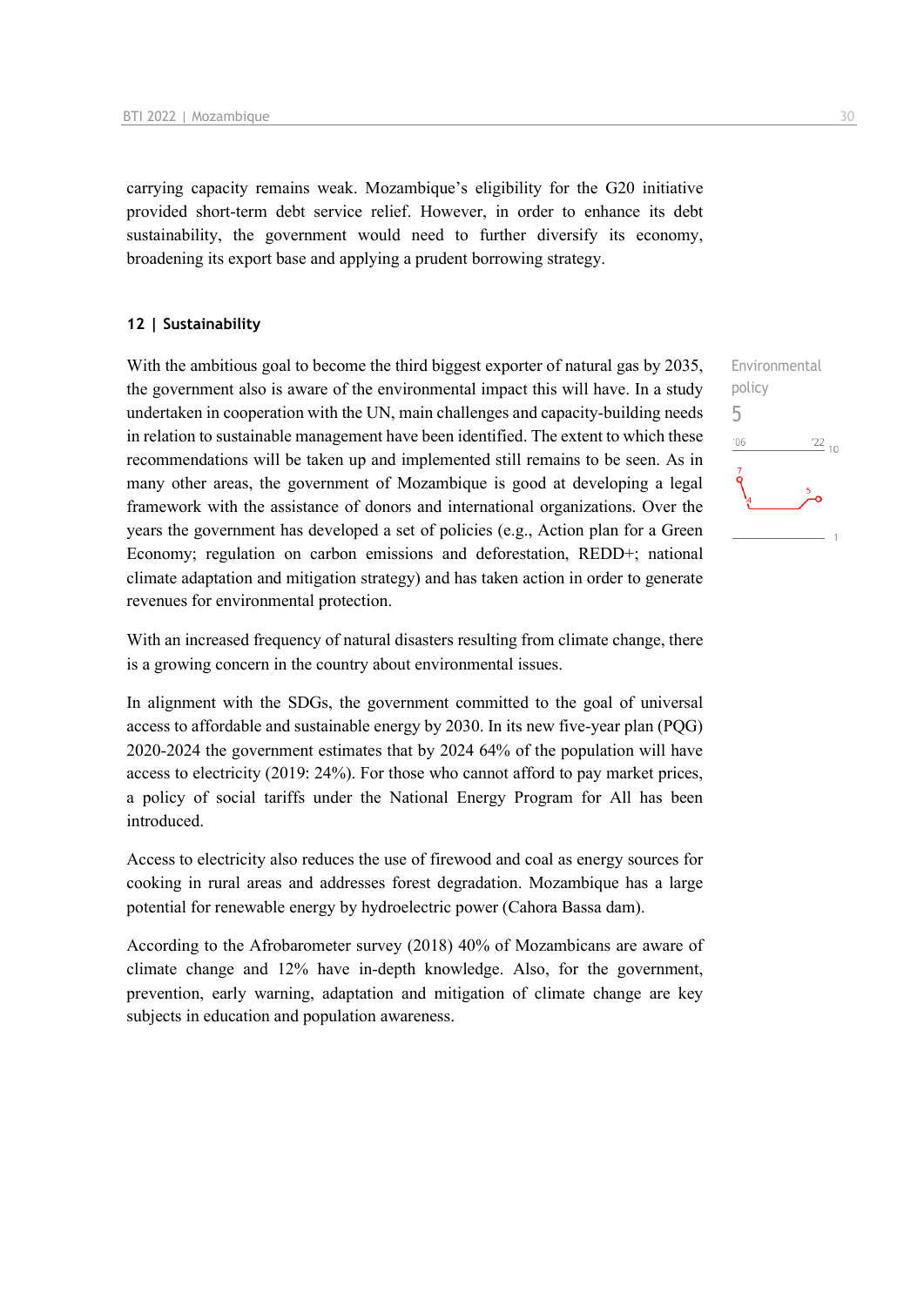carrying capacity remains weak. Mozambique's eligibility for the G20 initiative provided short-term debt service relief. However, in order to enhance its debt sustainability, the government would need to further diversify its economy, broadening its export base and applying a prudent borrowing strategy.

## 12 | Sustainability

Environmental policy
5

With the ambitious goal to become the third biggest exporter of natural gas by 2035, the government also is aware of the environmental impact this will have. In a study undertaken in cooperation with the UN, main challenges and capacity-building needs in relation to sustainable management have been identified. The extent to which these recommendations will be taken up and implemented still remains to be seen. As in many other areas, the government of Mozambique is good at developing a legal framework with the assistance of donors and international organizations. Over the years the government has developed a set of policies (e.g., Action plan for a Green Economy; regulation on carbon emissions and deforestation, REDD+; national climate adaptation and mitigation strategy) and has taken action in order to generate revenues for environmental protection.

With an increased frequency of natural disasters resulting from climate change, there is a growing concern in the country about environmental issues.

In alignment with the SDGs, the government committed to the goal of universal access to affordable and sustainable energy by 2030. In its new five-year plan (PQG) 2020-2024 the government estimates that by 2024 64% of the population will have access to electricity (2019: 24%). For those who cannot afford to pay market prices, a policy of social tariffs under the National Energy Program for All has been introduced.

Access to electricity also reduces the use of firewood and coal as energy sources for cooking in rural areas and addresses forest degradation. Mozambique has a large potential for renewable energy by hydroelectric power (Cahora Bassa dam).

According to the Afrobarometer survey (2018) 40% of Mozambicans are aware of climate change and 12% have in-depth knowledge. Also, for the government, prevention, early warning, adaptation and mitigation of climate change are key subjects in education and population awareness.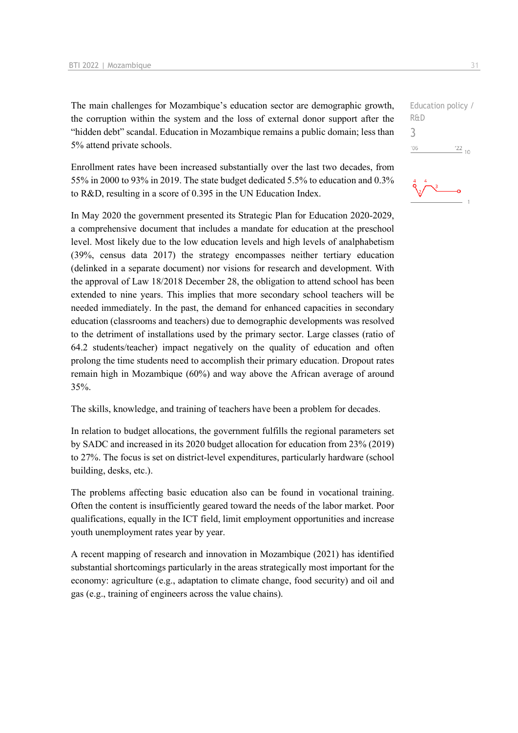Education policy / R&D

3

The main challenges for Mozambique's education sector are demographic growth, the corruption within the system and the loss of external donor support after the "hidden debt" scandal. Education in Mozambique remains a public domain; less than 5% attend private schools.

Enrollment rates have been increased substantially over the last two decades, from 55% in 2000 to 93% in 2019. The state budget dedicated 5.5% to education and 0.3% to R&D, resulting in a score of 0.395 in the UN Education Index.

In May 2020 the government presented its Strategic Plan for Education 2020-2029, a comprehensive document that includes a mandate for education at the preschool level. Most likely due to the low education levels and high levels of analphabetism (39%, census data 2017) the strategy encompasses neither tertiary education (delinked in a separate document) nor visions for research and development. With the approval of Law 18/2018 December 28, the obligation to attend school has been extended to nine years. This implies that more secondary school teachers will be needed immediately. In the past, the demand for enhanced capacities in secondary education (classrooms and teachers) due to demographic developments was resolved to the detriment of installations used by the primary sector. Large classes (ratio of 64.2 students/teacher) impact negatively on the quality of education and often prolong the time students need to accomplish their primary education. Dropout rates remain high in Mozambique (60%) and way above the African average of around 35%.

The skills, knowledge, and training of teachers have been a problem for decades.

In relation to budget allocations, the government fulfills the regional parameters set by SADC and increased in its 2020 budget allocation for education from 23% (2019) to 27%. The focus is set on district-level expenditures, particularly hardware (school building, desks, etc.).

The problems affecting basic education also can be found in vocational training. Often the content is insufficiently geared toward the needs of the labor market. Poor qualifications, equally in the ICT field, limit employment opportunities and increase youth unemployment rates year by year.

A recent mapping of research and innovation in Mozambique (2021) has identified substantial shortcomings particularly in the areas strategically most important for the economy: agriculture (e.g., adaptation to climate change, food security) and oil and gas (e.g., training of engineers across the value chains).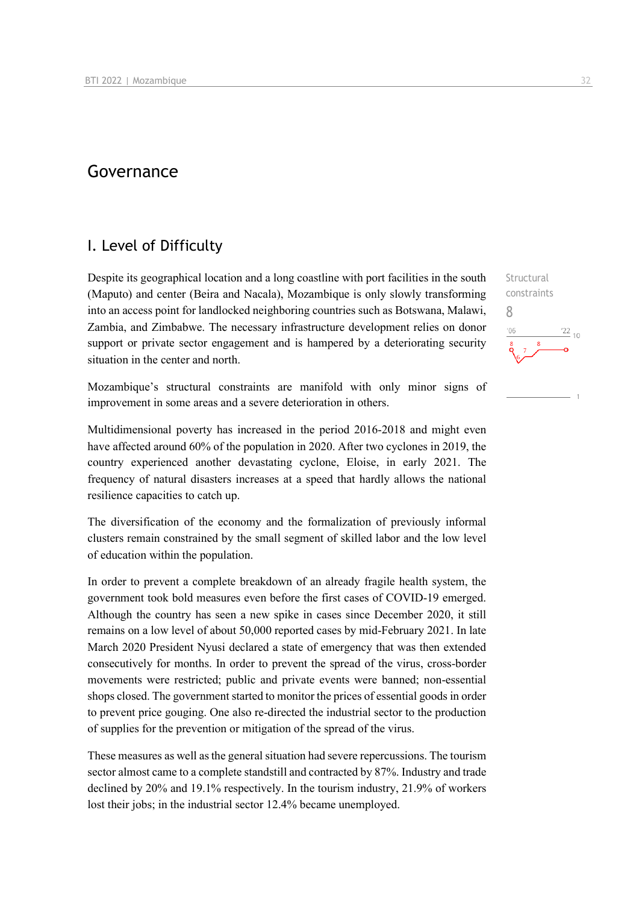# Governance

## I. Level of Difficulty

Despite its geographical location and a long coastline with port facilities in the south (Maputo) and center (Beira and Nacala), Mozambique is only slowly transforming into an access point for landlocked neighboring countries such as Botswana, Malawi, Zambia, and Zimbabwe. The necessary infrastructure development relies on donor support or private sector engagement and is hampered by a deteriorating security situation in the center and north.

Structural constraints

8

Mozambique's structural constraints are manifold with only minor signs of improvement in some areas and a severe deterioration in others.

Multidimensional poverty has increased in the period 2016-2018 and might even have affected around 60% of the population in 2020. After two cyclones in 2019, the country experienced another devastating cyclone, Eloise, in early 2021. The frequency of natural disasters increases at a speed that hardly allows the national resilience capacities to catch up.

The diversification of the economy and the formalization of previously informal clusters remain constrained by the small segment of skilled labor and the low level of education within the population.

In order to prevent a complete breakdown of an already fragile health system, the government took bold measures even before the first cases of COVID-19 emerged. Although the country has seen a new spike in cases since December 2020, it still remains on a low level of about 50,000 reported cases by mid-February 2021. In late March 2020 President Nyusi declared a state of emergency that was then extended consecutively for months. In order to prevent the spread of the virus, cross-border movements were restricted; public and private events were banned; non-essential shops closed. The government started to monitor the prices of essential goods in order to prevent price gouging. One also re-directed the industrial sector to the production of supplies for the prevention or mitigation of the spread of the virus.

These measures as well as the general situation had severe repercussions. The tourism sector almost came to a complete standstill and contracted by 87%. Industry and trade declined by 20% and 19.1% respectively. In the tourism industry, 21.9% of workers lost their jobs; in the industrial sector 12.4% became unemployed.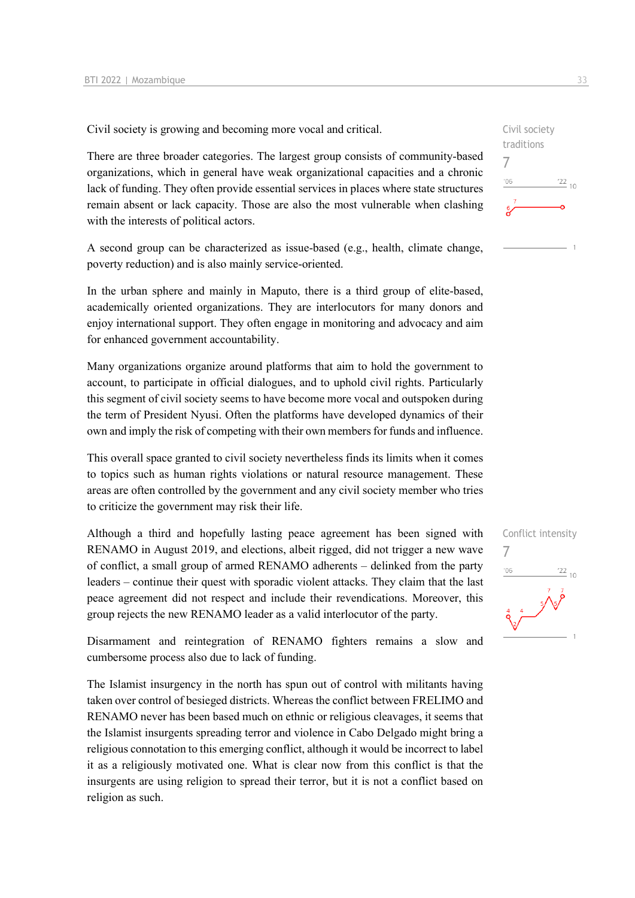Civil society is growing and becoming more vocal and critical.

Civil society traditions
7

There are three broader categories. The largest group consists of community-based organizations, which in general have weak organizational capacities and a chronic lack of funding. They often provide essential services in places where state structures remain absent or lack capacity. Those are also the most vulnerable when clashing with the interests of political actors.

A second group can be characterized as issue-based (e.g., health, climate change, poverty reduction) and is also mainly service-oriented.

In the urban sphere and mainly in Maputo, there is a third group of elite-based, academically oriented organizations. They are interlocutors for many donors and enjoy international support. They often engage in monitoring and advocacy and aim for enhanced government accountability.

Many organizations organize around platforms that aim to hold the government to account, to participate in official dialogues, and to uphold civil rights. Particularly this segment of civil society seems to have become more vocal and outspoken during the term of President Nyusi. Often the platforms have developed dynamics of their own and imply the risk of competing with their own members for funds and influence.

This overall space granted to civil society nevertheless finds its limits when it comes to topics such as human rights violations or natural resource management. These areas are often controlled by the government and any civil society member who tries to criticize the government may risk their life.

Conflict intensity
7

Although a third and hopefully lasting peace agreement has been signed with RENAMO in August 2019, and elections, albeit rigged, did not trigger a new wave of conflict, a small group of armed RENAMO adherents – delinked from the party leaders – continue their quest with sporadic violent attacks. They claim that the last peace agreement did not respect and include their revendications. Moreover, this group rejects the new RENAMO leader as a valid interlocutor of the party.

Disarmament and reintegration of RENAMO fighters remains a slow and cumbersome process also due to lack of funding.

The Islamist insurgency in the north has spun out of control with militants having taken over control of besieged districts. Whereas the conflict between FRELIMO and RENAMO never has been based much on ethnic or religious cleavages, it seems that the Islamist insurgents spreading terror and violence in Cabo Delgado might bring a religious connotation to this emerging conflict, although it would be incorrect to label it as a religiously motivated one. What is clear now from this conflict is that the insurgents are using religion to spread their terror, but it is not a conflict based on religion as such.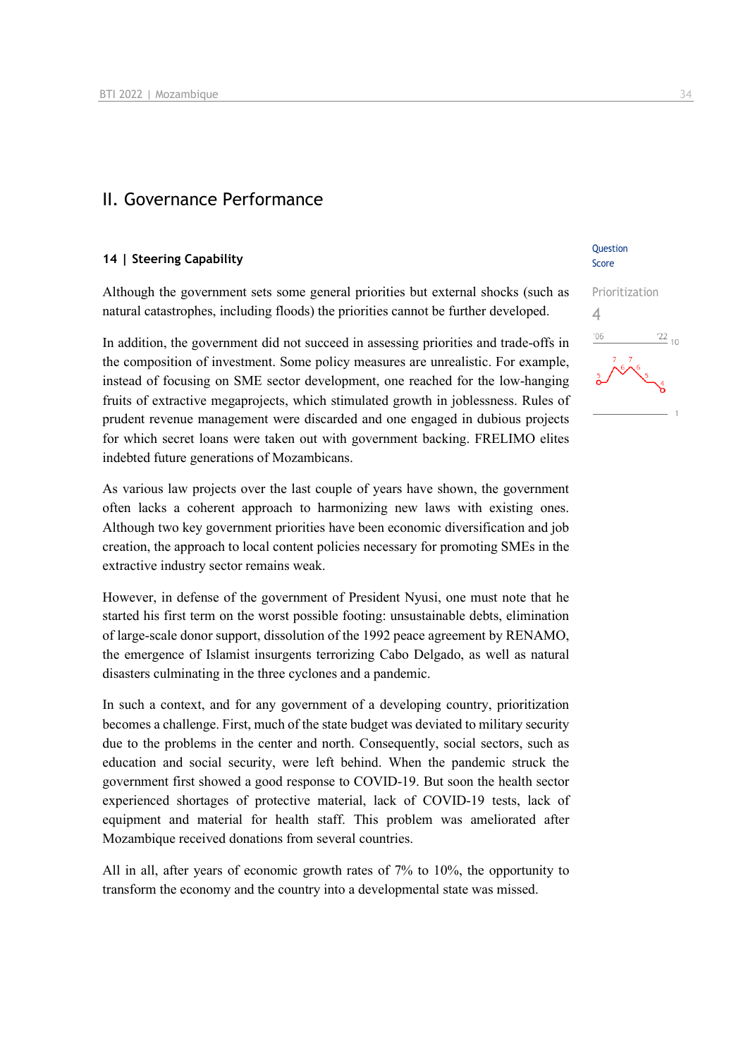## II. Governance Performance

### 14 | Steering Capability

Question Score

Prioritization

4

Although the government sets some general priorities but external shocks (such as natural catastrophes, including floods) the priorities cannot be further developed.

In addition, the government did not succeed in assessing priorities and trade-offs in the composition of investment. Some policy measures are unrealistic. For example, instead of focusing on SME sector development, one reached for the low-hanging fruits of extractive megaprojects, which stimulated growth in joblessness. Rules of prudent revenue management were discarded and one engaged in dubious projects for which secret loans were taken out with government backing. FRELIMO elites indebted future generations of Mozambicans.

As various law projects over the last couple of years have shown, the government often lacks a coherent approach to harmonizing new laws with existing ones. Although two key government priorities have been economic diversification and job creation, the approach to local content policies necessary for promoting SMEs in the extractive industry sector remains weak.

However, in defense of the government of President Nyusi, one must note that he started his first term on the worst possible footing: unsustainable debts, elimination of large-scale donor support, dissolution of the 1992 peace agreement by RENAMO, the emergence of Islamist insurgents terrorizing Cabo Delgado, as well as natural disasters culminating in the three cyclones and a pandemic.

In such a context, and for any government of a developing country, prioritization becomes a challenge. First, much of the state budget was deviated to military security due to the problems in the center and north. Consequently, social sectors, such as education and social security, were left behind. When the pandemic struck the government first showed a good response to COVID-19. But soon the health sector experienced shortages of protective material, lack of COVID-19 tests, lack of equipment and material for health staff. This problem was ameliorated after Mozambique received donations from several countries.

All in all, after years of economic growth rates of 7% to 10%, the opportunity to transform the economy and the country into a developmental state was missed.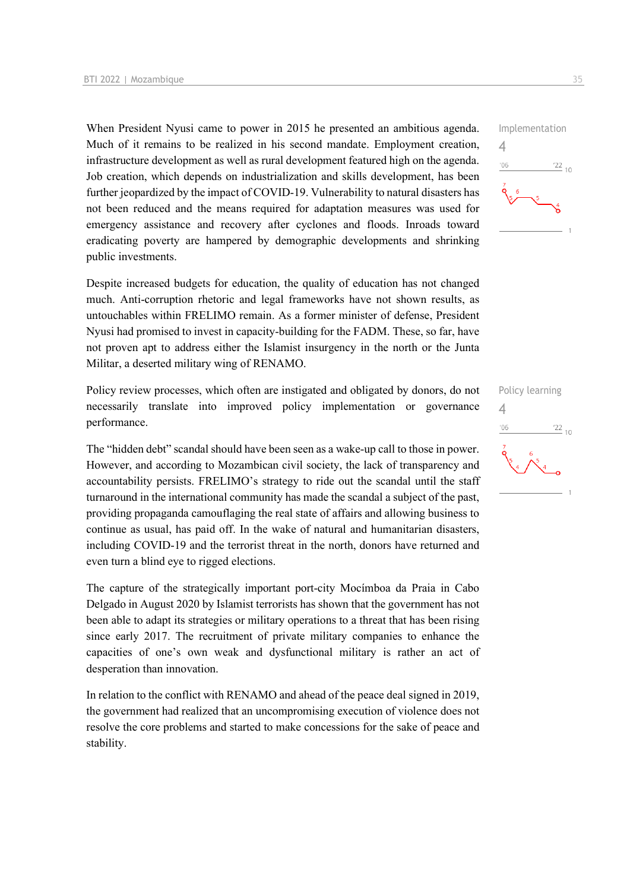When President Nyusi came to power in 2015 he presented an ambitious agenda. Much of it remains to be realized in his second mandate. Employment creation, infrastructure development as well as rural development featured high on the agenda. Job creation, which depends on industrialization and skills development, has been further jeopardized by the impact of COVID-19. Vulnerability to natural disasters has not been reduced and the means required for adaptation measures was used for emergency assistance and recovery after cyclones and floods. Inroads toward eradicating poverty are hampered by demographic developments and shrinking public investments.

Implementation
4

Despite increased budgets for education, the quality of education has not changed much. Anti-corruption rhetoric and legal frameworks have not shown results, as untouchables within FRELIMO remain. As a former minister of defense, President Nyusi had promised to invest in capacity-building for the FADM. These, so far, have not proven apt to address either the Islamist insurgency in the north or the Junta Militar, a deserted military wing of RENAMO.

Policy review processes, which often are instigated and obligated by donors, do not necessarily translate into improved policy implementation or governance performance.

Policy learning
4

The "hidden debt" scandal should have been seen as a wake-up call to those in power. However, and according to Mozambican civil society, the lack of transparency and accountability persists. FRELIMO's strategy to ride out the scandal until the staff turnaround in the international community has made the scandal a subject of the past, providing propaganda camouflaging the real state of affairs and allowing business to continue as usual, has paid off. In the wake of natural and humanitarian disasters, including COVID-19 and the terrorist threat in the north, donors have returned and even turn a blind eye to rigged elections.

The capture of the strategically important port-city Mocímboa da Praia in Cabo Delgado in August 2020 by Islamist terrorists has shown that the government has not been able to adapt its strategies or military operations to a threat that has been rising since early 2017. The recruitment of private military companies to enhance the capacities of one's own weak and dysfunctional military is rather an act of desperation than innovation.

In relation to the conflict with RENAMO and ahead of the peace deal signed in 2019, the government had realized that an uncompromising execution of violence does not resolve the core problems and started to make concessions for the sake of peace and stability.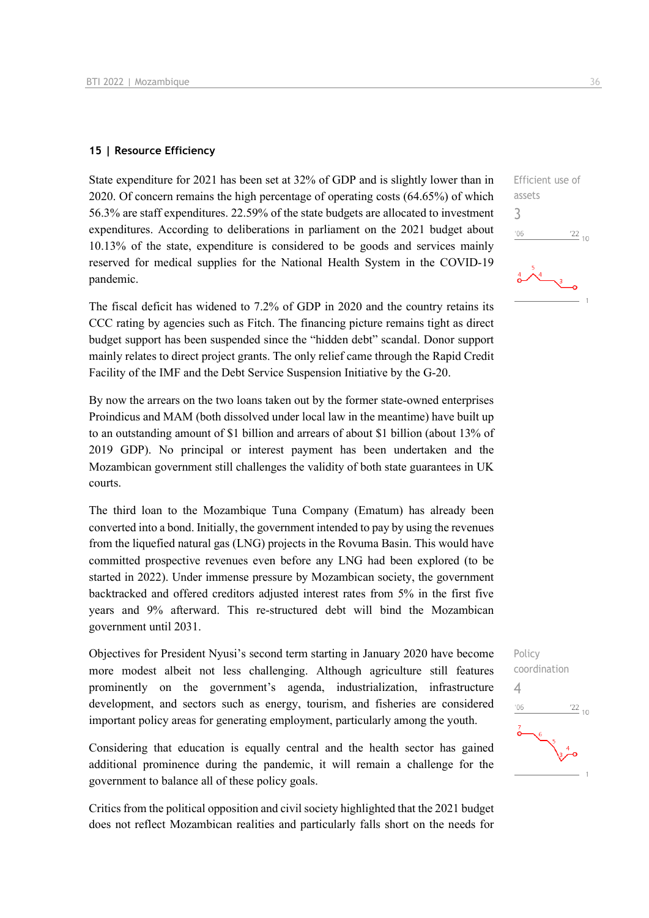## 15 | Resource Efficiency

State expenditure for 2021 has been set at 32% of GDP and is slightly lower than in 2020. Of concern remains the high percentage of operating costs (64.65%) of which 56.3% are staff expenditures. 22.59% of the state budgets are allocated to investment expenditures. According to deliberations in parliament on the 2021 budget about 10.13% of the state, expenditure is considered to be goods and services mainly reserved for medical supplies for the National Health System in the COVID-19 pandemic.

Efficient use of assets
3

The fiscal deficit has widened to 7.2% of GDP in 2020 and the country retains its CCC rating by agencies such as Fitch. The financing picture remains tight as direct budget support has been suspended since the "hidden debt" scandal. Donor support mainly relates to direct project grants. The only relief came through the Rapid Credit Facility of the IMF and the Debt Service Suspension Initiative by the G-20.

By now the arrears on the two loans taken out by the former state-owned enterprises Proindicus and MAM (both dissolved under local law in the meantime) have built up to an outstanding amount of $1 billion and arrears of about $1 billion (about 13% of 2019 GDP). No principal or interest payment has been undertaken and the Mozambican government still challenges the validity of both state guarantees in UK courts.

The third loan to the Mozambique Tuna Company (Ematum) has already been converted into a bond. Initially, the government intended to pay by using the revenues from the liquefied natural gas (LNG) projects in the Rovuma Basin. This would have committed prospective revenues even before any LNG had been explored (to be started in 2022). Under immense pressure by Mozambican society, the government backtracked and offered creditors adjusted interest rates from 5% in the first five years and 9% afterward. This re-structured debt will bind the Mozambican government until 2031.

Objectives for President Nyusi's second term starting in January 2020 have become more modest albeit not less challenging. Although agriculture still features prominently on the government's agenda, industrialization, infrastructure development, and sectors such as energy, tourism, and fisheries are considered important policy areas for generating employment, particularly among the youth.

Policy coordination
4

Considering that education is equally central and the health sector has gained additional prominence during the pandemic, it will remain a challenge for the government to balance all of these policy goals.

Critics from the political opposition and civil society highlighted that the 2021 budget does not reflect Mozambican realities and particularly falls short on the needs for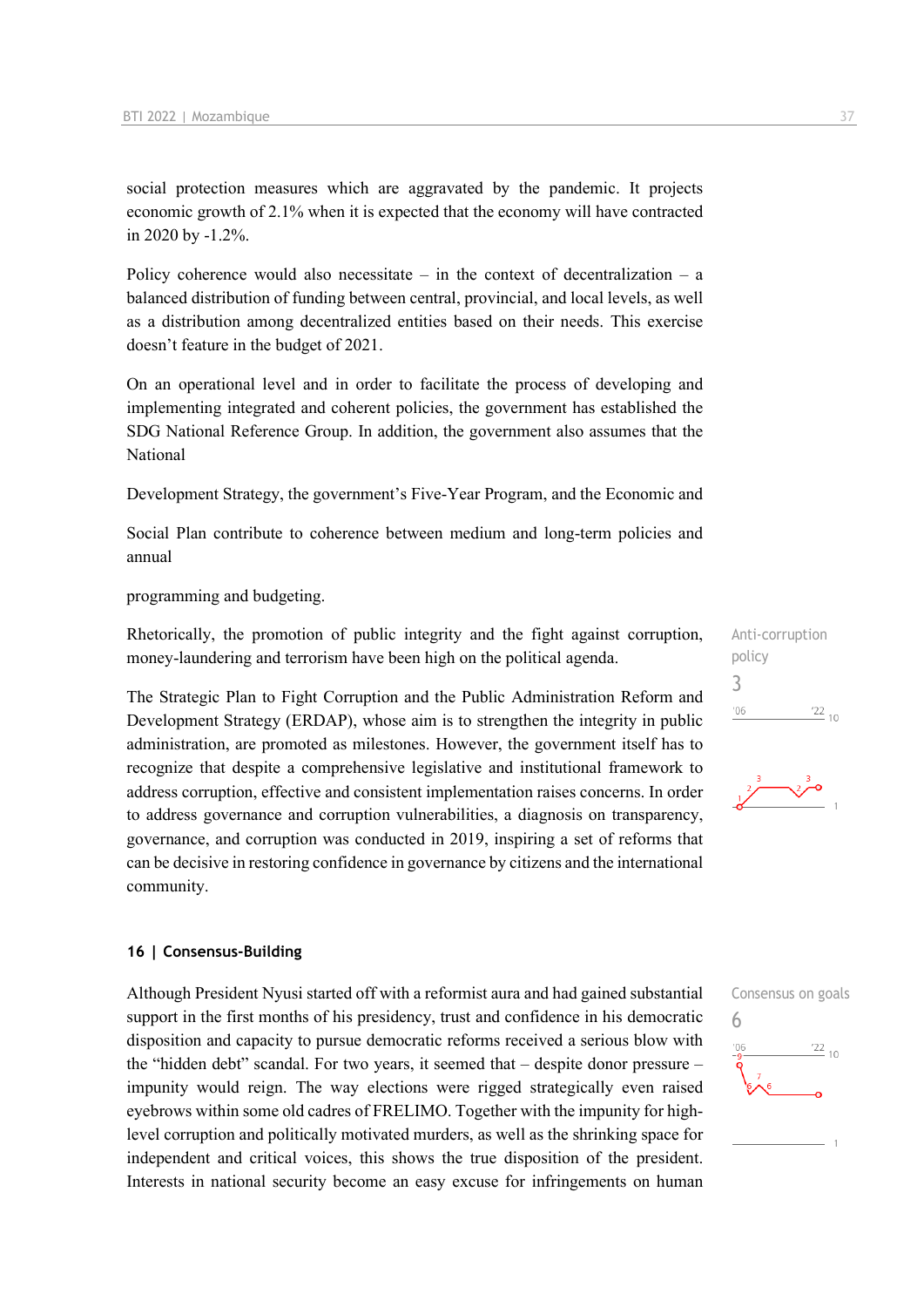social protection measures which are aggravated by the pandemic. It projects economic growth of 2.1% when it is expected that the economy will have contracted in 2020 by -1.2%.

Policy coherence would also necessitate – in the context of decentralization – a balanced distribution of funding between central, provincial, and local levels, as well as a distribution among decentralized entities based on their needs. This exercise doesn't feature in the budget of 2021.

On an operational level and in order to facilitate the process of developing and implementing integrated and coherent policies, the government has established the SDG National Reference Group. In addition, the government also assumes that the National

Development Strategy, the government's Five-Year Program, and the Economic and

Social Plan contribute to coherence between medium and long-term policies and annual

programming and budgeting.

Anti-corruption policy
3

Rhetorically, the promotion of public integrity and the fight against corruption, money-laundering and terrorism have been high on the political agenda.

The Strategic Plan to Fight Corruption and the Public Administration Reform and Development Strategy (ERDAP), whose aim is to strengthen the integrity in public administration, are promoted as milestones. However, the government itself has to recognize that despite a comprehensive legislative and institutional framework to address corruption, effective and consistent implementation raises concerns. In order to address governance and corruption vulnerabilities, a diagnosis on transparency, governance, and corruption was conducted in 2019, inspiring a set of reforms that can be decisive in restoring confidence in governance by citizens and the international community.

## 16 | Consensus-Building

Consensus on goals
6

Although President Nyusi started off with a reformist aura and had gained substantial support in the first months of his presidency, trust and confidence in his democratic disposition and capacity to pursue democratic reforms received a serious blow with the "hidden debt" scandal. For two years, it seemed that – despite donor pressure – impunity would reign. The way elections were rigged strategically even raised eyebrows within some old cadres of FRELIMO. Together with the impunity for high-level corruption and politically motivated murders, as well as the shrinking space for independent and critical voices, this shows the true disposition of the president. Interests in national security become an easy excuse for infringements on human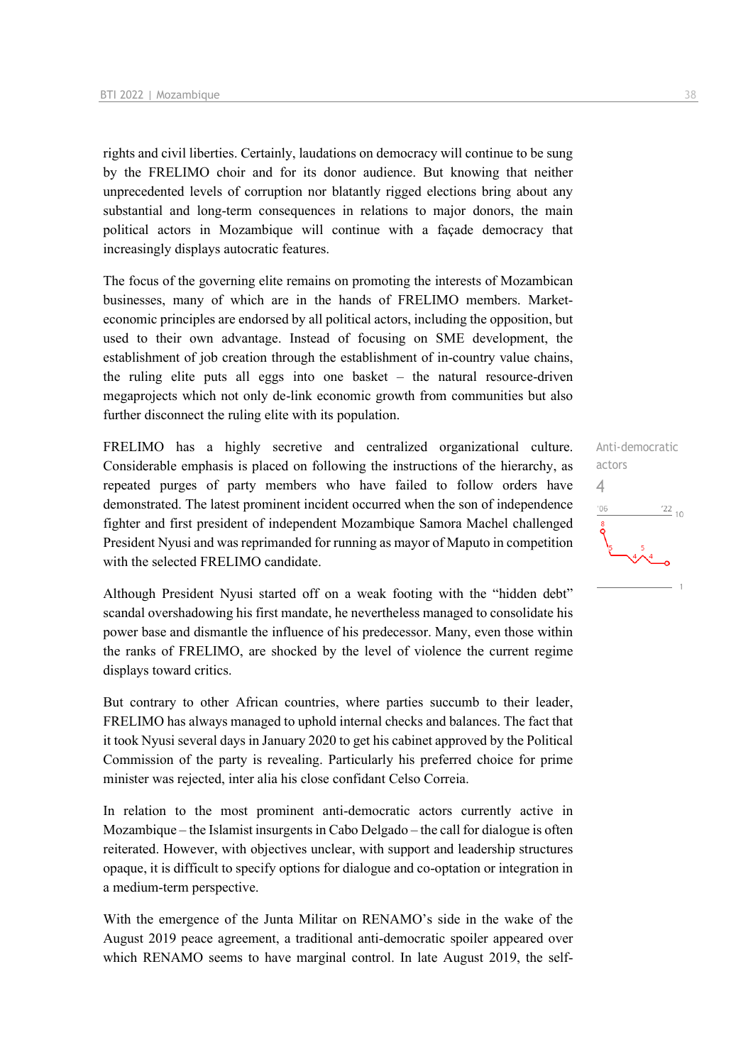rights and civil liberties. Certainly, laudations on democracy will continue to be sung by the FRELIMO choir and for its donor audience. But knowing that neither unprecedented levels of corruption nor blatantly rigged elections bring about any substantial and long-term consequences in relations to major donors, the main political actors in Mozambique will continue with a façade democracy that increasingly displays autocratic features.

The focus of the governing elite remains on promoting the interests of Mozambican businesses, many of which are in the hands of FRELIMO members. Market-economic principles are endorsed by all political actors, including the opposition, but used to their own advantage. Instead of focusing on SME development, the establishment of job creation through the establishment of in-country value chains, the ruling elite puts all eggs into one basket – the natural resource-driven megaprojects which not only de-link economic growth from communities but also further disconnect the ruling elite with its population.

Anti-democratic actors
4

FRELIMO has a highly secretive and centralized organizational culture. Considerable emphasis is placed on following the instructions of the hierarchy, as repeated purges of party members who have failed to follow orders have demonstrated. The latest prominent incident occurred when the son of independence fighter and first president of independent Mozambique Samora Machel challenged President Nyusi and was reprimanded for running as mayor of Maputo in competition with the selected FRELIMO candidate.

Although President Nyusi started off on a weak footing with the "hidden debt" scandal overshadowing his first mandate, he nevertheless managed to consolidate his power base and dismantle the influence of his predecessor. Many, even those within the ranks of FRELIMO, are shocked by the level of violence the current regime displays toward critics.

But contrary to other African countries, where parties succumb to their leader, FRELIMO has always managed to uphold internal checks and balances. The fact that it took Nyusi several days in January 2020 to get his cabinet approved by the Political Commission of the party is revealing. Particularly his preferred choice for prime minister was rejected, inter alia his close confidant Celso Correia.

In relation to the most prominent anti-democratic actors currently active in Mozambique – the Islamist insurgents in Cabo Delgado – the call for dialogue is often reiterated. However, with objectives unclear, with support and leadership structures opaque, it is difficult to specify options for dialogue and co-optation or integration in a medium-term perspective.

With the emergence of the Junta Militar on RENAMO's side in the wake of the August 2019 peace agreement, a traditional anti-democratic spoiler appeared over which RENAMO seems to have marginal control. In late August 2019, the self-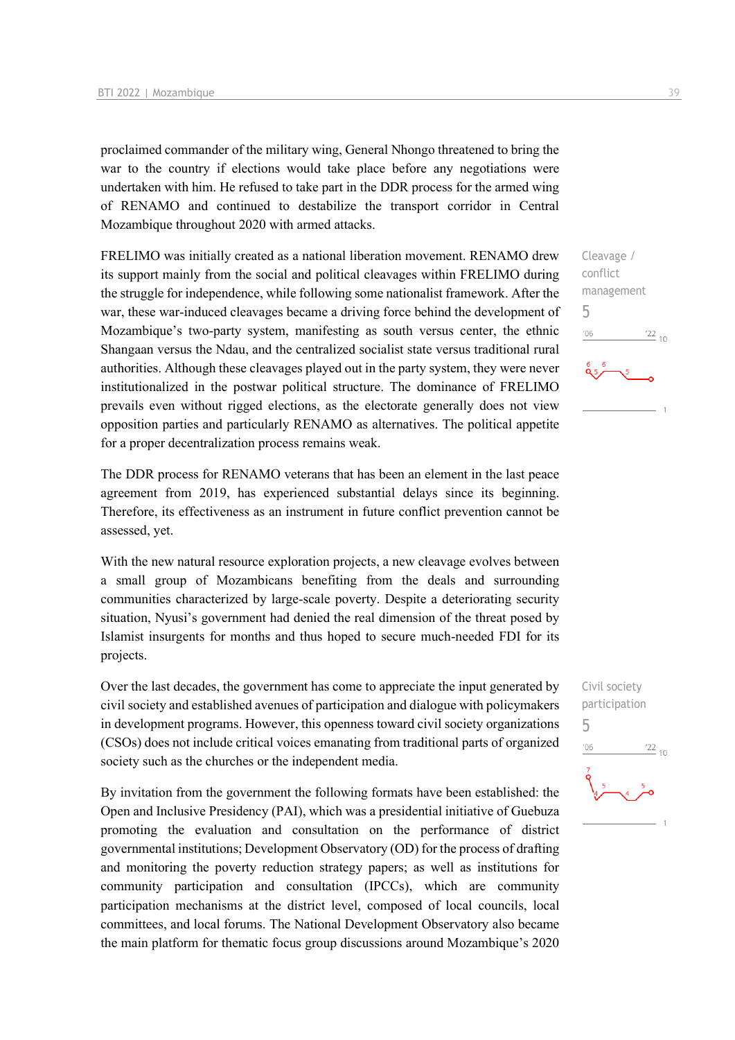proclaimed commander of the military wing, General Nhongo threatened to bring the war to the country if elections would take place before any negotiations were undertaken with him. He refused to take part in the DDR process for the armed wing of RENAMO and continued to destabilize the transport corridor in Central Mozambique throughout 2020 with armed attacks.

Cleavage / conflict management
5

FRELIMO was initially created as a national liberation movement. RENAMO drew its support mainly from the social and political cleavages within FRELIMO during the struggle for independence, while following some nationalist framework. After the war, these war-induced cleavages became a driving force behind the development of Mozambique's two-party system, manifesting as south versus center, the ethnic Shangaan versus the Ndau, and the centralized socialist state versus traditional rural authorities. Although these cleavages played out in the party system, they were never institutionalized in the postwar political structure. The dominance of FRELIMO prevails even without rigged elections, as the electorate generally does not view opposition parties and particularly RENAMO as alternatives. The political appetite for a proper decentralization process remains weak.

The DDR process for RENAMO veterans that has been an element in the last peace agreement from 2019, has experienced substantial delays since its beginning. Therefore, its effectiveness as an instrument in future conflict prevention cannot be assessed, yet.

With the new natural resource exploration projects, a new cleavage evolves between a small group of Mozambicans benefiting from the deals and surrounding communities characterized by large-scale poverty. Despite a deteriorating security situation, Nyusi's government had denied the real dimension of the threat posed by Islamist insurgents for months and thus hoped to secure much-needed FDI for its projects.

Civil society participation
5

Over the last decades, the government has come to appreciate the input generated by civil society and established avenues of participation and dialogue with policymakers in development programs. However, this openness toward civil society organizations (CSOs) does not include critical voices emanating from traditional parts of organized society such as the churches or the independent media.

By invitation from the government the following formats have been established: the Open and Inclusive Presidency (PAI), which was a presidential initiative of Guebuza promoting the evaluation and consultation on the performance of district governmental institutions; Development Observatory (OD) for the process of drafting and monitoring the poverty reduction strategy papers; as well as institutions for community participation and consultation (IPCCs), which are community participation mechanisms at the district level, composed of local councils, local committees, and local forums. The National Development Observatory also became the main platform for thematic focus group discussions around Mozambique's 2020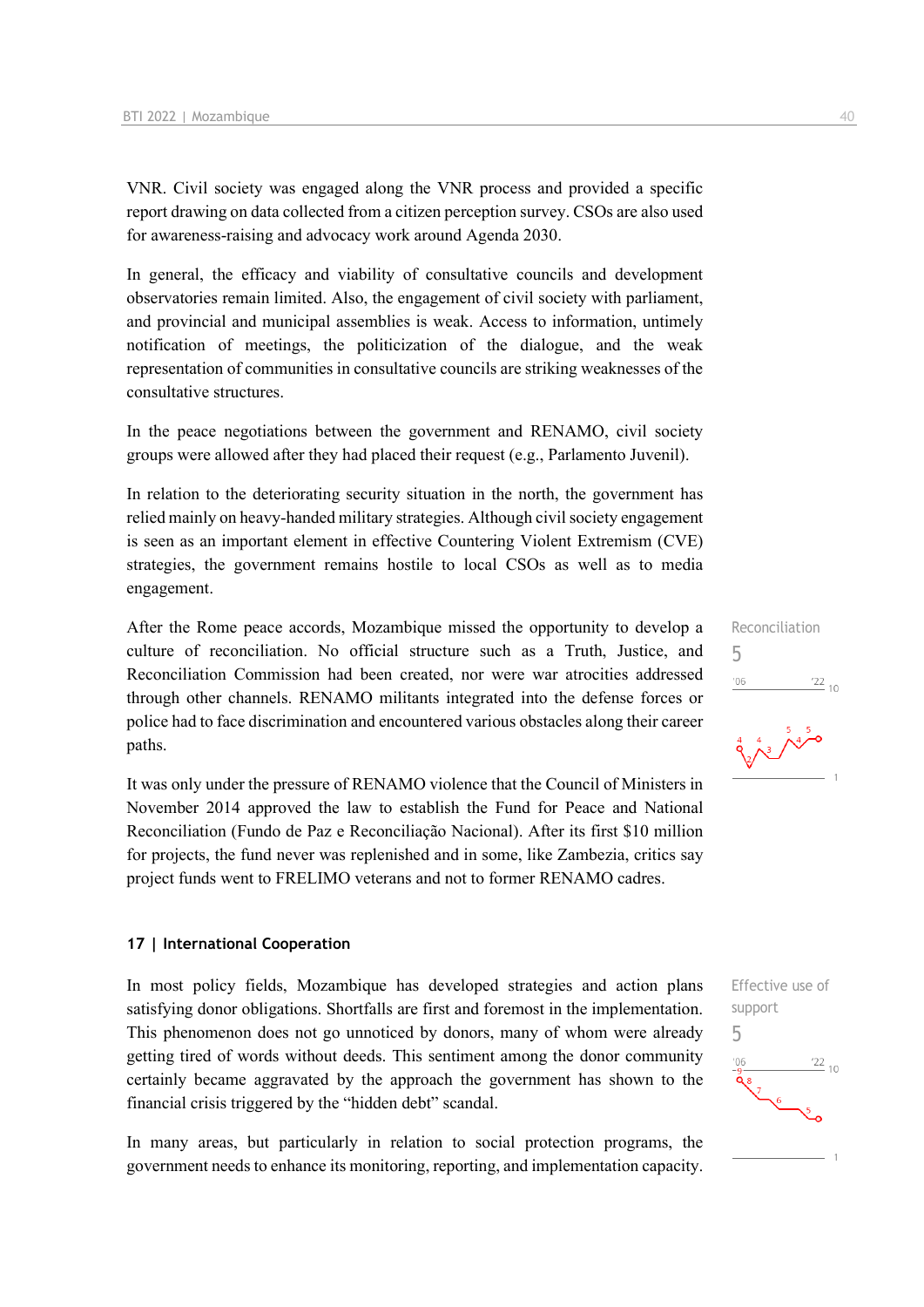VNR. Civil society was engaged along the VNR process and provided a specific report drawing on data collected from a citizen perception survey. CSOs are also used for awareness-raising and advocacy work around Agenda 2030.

In general, the efficacy and viability of consultative councils and development observatories remain limited. Also, the engagement of civil society with parliament, and provincial and municipal assemblies is weak. Access to information, untimely notification of meetings, the politicization of the dialogue, and the weak representation of communities in consultative councils are striking weaknesses of the consultative structures.

In the peace negotiations between the government and RENAMO, civil society groups were allowed after they had placed their request (e.g., Parlamento Juvenil).

In relation to the deteriorating security situation in the north, the government has relied mainly on heavy-handed military strategies. Although civil society engagement is seen as an important element in effective Countering Violent Extremism (CVE) strategies, the government remains hostile to local CSOs as well as to media engagement.

Reconciliation
5

After the Rome peace accords, Mozambique missed the opportunity to develop a culture of reconciliation. No official structure such as a Truth, Justice, and Reconciliation Commission had been created, nor were war atrocities addressed through other channels. RENAMO militants integrated into the defense forces or police had to face discrimination and encountered various obstacles along their career paths.

It was only under the pressure of RENAMO violence that the Council of Ministers in November 2014 approved the law to establish the Fund for Peace and National Reconciliation (Fundo de Paz e Reconciliação Nacional). After its first $10 million for projects, the fund never was replenished and in some, like Zambezia, critics say project funds went to FRELIMO veterans and not to former RENAMO cadres.

## 17 | International Cooperation

Effective use of support
5

In most policy fields, Mozambique has developed strategies and action plans satisfying donor obligations. Shortfalls are first and foremost in the implementation. This phenomenon does not go unnoticed by donors, many of whom were already getting tired of words without deeds. This sentiment among the donor community certainly became aggravated by the approach the government has shown to the financial crisis triggered by the "hidden debt" scandal.

In many areas, but particularly in relation to social protection programs, the government needs to enhance its monitoring, reporting, and implementation capacity.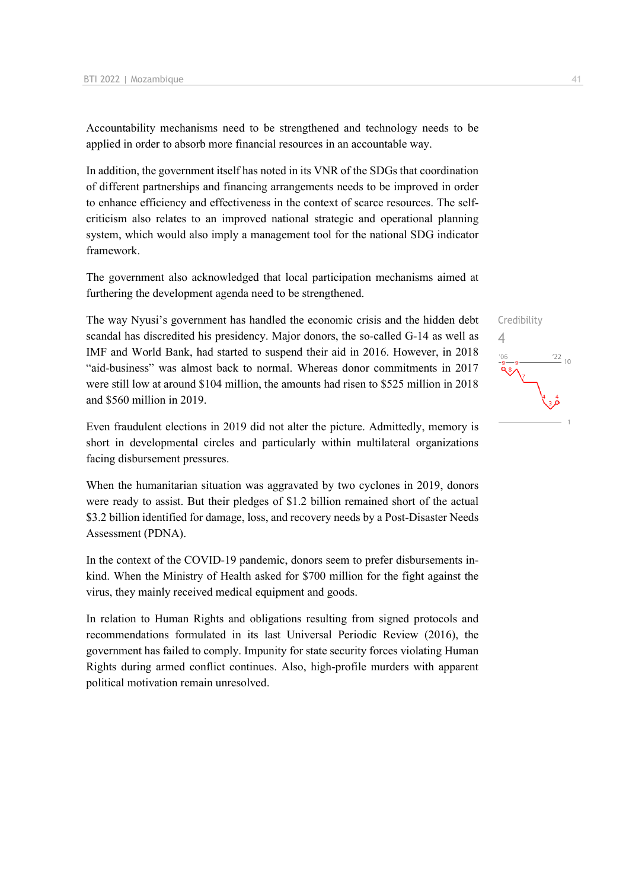Accountability mechanisms need to be strengthened and technology needs to be applied in order to absorb more financial resources in an accountable way.

In addition, the government itself has noted in its VNR of the SDGs that coordination of different partnerships and financing arrangements needs to be improved in order to enhance efficiency and effectiveness in the context of scarce resources. The self-criticism also relates to an improved national strategic and operational planning system, which would also imply a management tool for the national SDG indicator framework.

The government also acknowledged that local participation mechanisms aimed at furthering the development agenda need to be strengthened.

Credibility
4

The way Nyusi's government has handled the economic crisis and the hidden debt scandal has discredited his presidency. Major donors, the so-called G-14 as well as IMF and World Bank, had started to suspend their aid in 2016. However, in 2018 "aid-business" was almost back to normal. Whereas donor commitments in 2017 were still low at around $104 million, the amounts had risen to $525 million in 2018 and $560 million in 2019.

Even fraudulent elections in 2019 did not alter the picture. Admittedly, memory is short in developmental circles and particularly within multilateral organizations facing disbursement pressures.

When the humanitarian situation was aggravated by two cyclones in 2019, donors were ready to assist. But their pledges of $1.2 billion remained short of the actual $3.2 billion identified for damage, loss, and recovery needs by a Post-Disaster Needs Assessment (PDNA).

In the context of the COVID-19 pandemic, donors seem to prefer disbursements in-kind. When the Ministry of Health asked for $700 million for the fight against the virus, they mainly received medical equipment and goods.

In relation to Human Rights and obligations resulting from signed protocols and recommendations formulated in its last Universal Periodic Review (2016), the government has failed to comply. Impunity for state security forces violating Human Rights during armed conflict continues. Also, high-profile murders with apparent political motivation remain unresolved.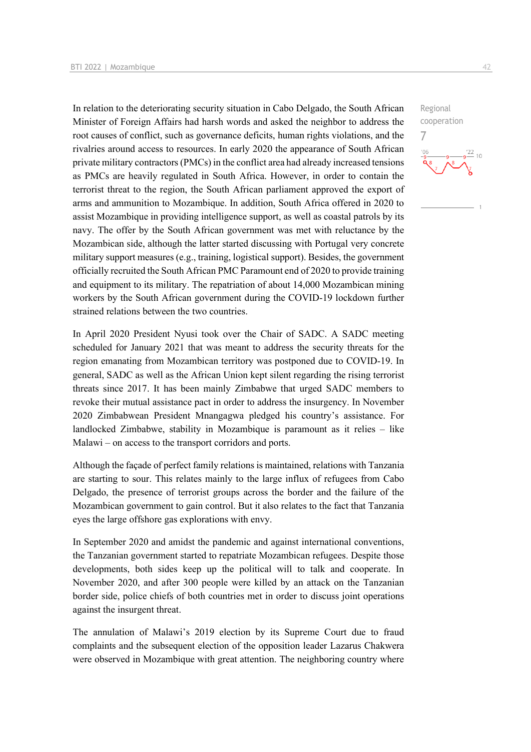Regional cooperation
7

In relation to the deteriorating security situation in Cabo Delgado, the South African Minister of Foreign Affairs had harsh words and asked the neighbor to address the root causes of conflict, such as governance deficits, human rights violations, and the rivalries around access to resources. In early 2020 the appearance of South African private military contractors (PMCs) in the conflict area had already increased tensions as PMCs are heavily regulated in South Africa. However, in order to contain the terrorist threat to the region, the South African parliament approved the export of arms and ammunition to Mozambique. In addition, South Africa offered in 2020 to assist Mozambique in providing intelligence support, as well as coastal patrols by its navy. The offer by the South African government was met with reluctance by the Mozambican side, although the latter started discussing with Portugal very concrete military support measures (e.g., training, logistical support). Besides, the government officially recruited the South African PMC Paramount end of 2020 to provide training and equipment to its military. The repatriation of about 14,000 Mozambican mining workers by the South African government during the COVID-19 lockdown further strained relations between the two countries.

In April 2020 President Nyusi took over the Chair of SADC. A SADC meeting scheduled for January 2021 that was meant to address the security threats for the region emanating from Mozambican territory was postponed due to COVID-19. In general, SADC as well as the African Union kept silent regarding the rising terrorist threats since 2017. It has been mainly Zimbabwe that urged SADC members to revoke their mutual assistance pact in order to address the insurgency. In November 2020 Zimbabwean President Mnangagwa pledged his country's assistance. For landlocked Zimbabwe, stability in Mozambique is paramount as it relies – like Malawi – on access to the transport corridors and ports.

Although the façade of perfect family relations is maintained, relations with Tanzania are starting to sour. This relates mainly to the large influx of refugees from Cabo Delgado, the presence of terrorist groups across the border and the failure of the Mozambican government to gain control. But it also relates to the fact that Tanzania eyes the large offshore gas explorations with envy.

In September 2020 and amidst the pandemic and against international conventions, the Tanzanian government started to repatriate Mozambican refugees. Despite those developments, both sides keep up the political will to talk and cooperate. In November 2020, and after 300 people were killed by an attack on the Tanzanian border side, police chiefs of both countries met in order to discuss joint operations against the insurgent threat.

The annulation of Malawi's 2019 election by its Supreme Court due to fraud complaints and the subsequent election of the opposition leader Lazarus Chakwera were observed in Mozambique with great attention. The neighboring country where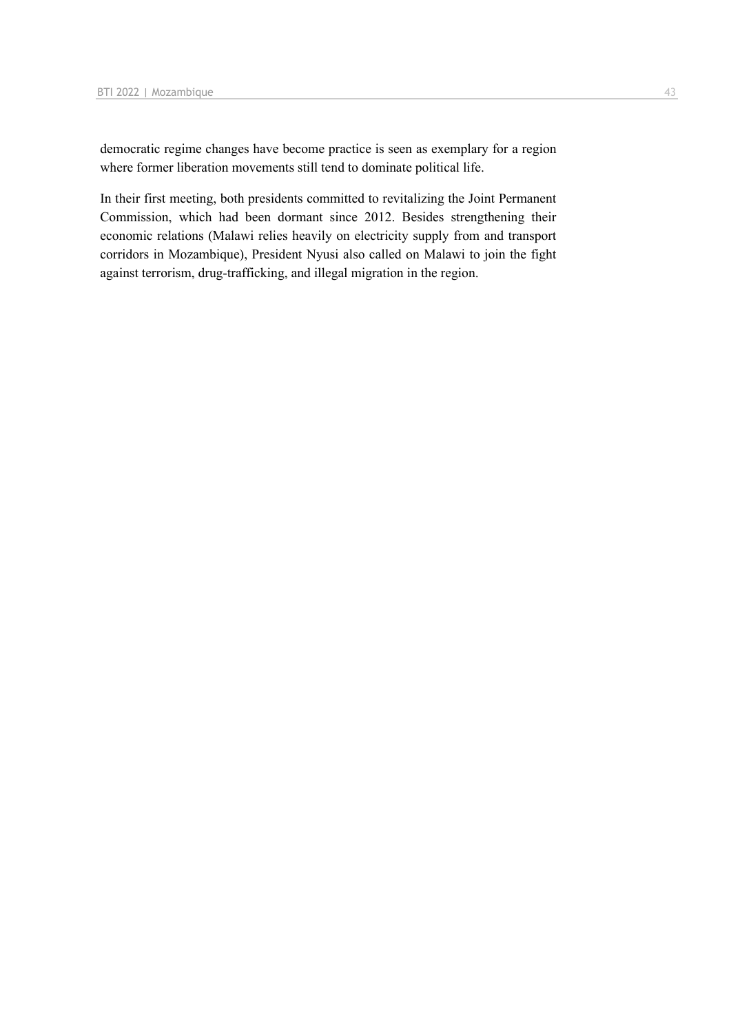democratic regime changes have become practice is seen as exemplary for a region where former liberation movements still tend to dominate political life.

In their first meeting, both presidents committed to revitalizing the Joint Permanent Commission, which had been dormant since 2012. Besides strengthening their economic relations (Malawi relies heavily on electricity supply from and transport corridors in Mozambique), President Nyusi also called on Malawi to join the fight against terrorism, drug-trafficking, and illegal migration in the region.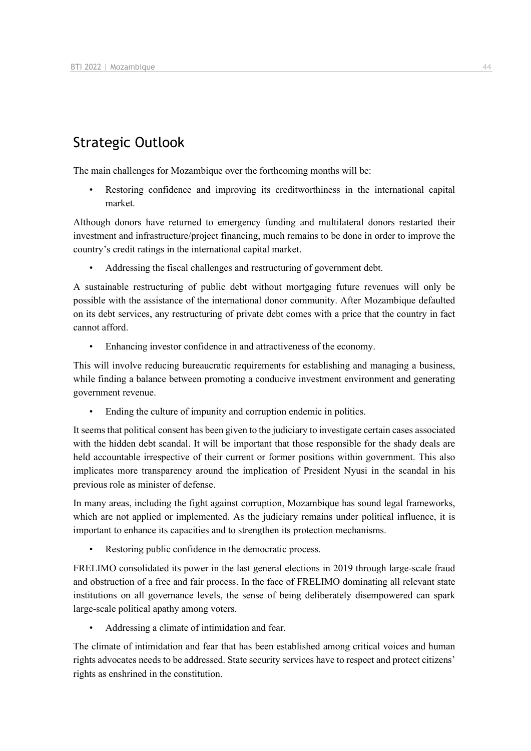## Strategic Outlook

The main challenges for Mozambique over the forthcoming months will be:

- Restoring confidence and improving its creditworthiness in the international capital market.

Although donors have returned to emergency funding and multilateral donors restarted their investment and infrastructure/project financing, much remains to be done in order to improve the country's credit ratings in the international capital market.

- Addressing the fiscal challenges and restructuring of government debt.

A sustainable restructuring of public debt without mortgaging future revenues will only be possible with the assistance of the international donor community. After Mozambique defaulted on its debt services, any restructuring of private debt comes with a price that the country in fact cannot afford.

- Enhancing investor confidence in and attractiveness of the economy.

This will involve reducing bureaucratic requirements for establishing and managing a business, while finding a balance between promoting a conducive investment environment and generating government revenue.

- Ending the culture of impunity and corruption endemic in politics.

It seems that political consent has been given to the judiciary to investigate certain cases associated with the hidden debt scandal. It will be important that those responsible for the shady deals are held accountable irrespective of their current or former positions within government. This also implicates more transparency around the implication of President Nyusi in the scandal in his previous role as minister of defense.

In many areas, including the fight against corruption, Mozambique has sound legal frameworks, which are not applied or implemented. As the judiciary remains under political influence, it is important to enhance its capacities and to strengthen its protection mechanisms.

- Restoring public confidence in the democratic process.

FRELIMO consolidated its power in the last general elections in 2019 through large-scale fraud and obstruction of a free and fair process. In the face of FRELIMO dominating all relevant state institutions on all governance levels, the sense of being deliberately disempowered can spark large-scale political apathy among voters.

- Addressing a climate of intimidation and fear.

The climate of intimidation and fear that has been established among critical voices and human rights advocates needs to be addressed. State security services have to respect and protect citizens' rights as enshrined in the constitution.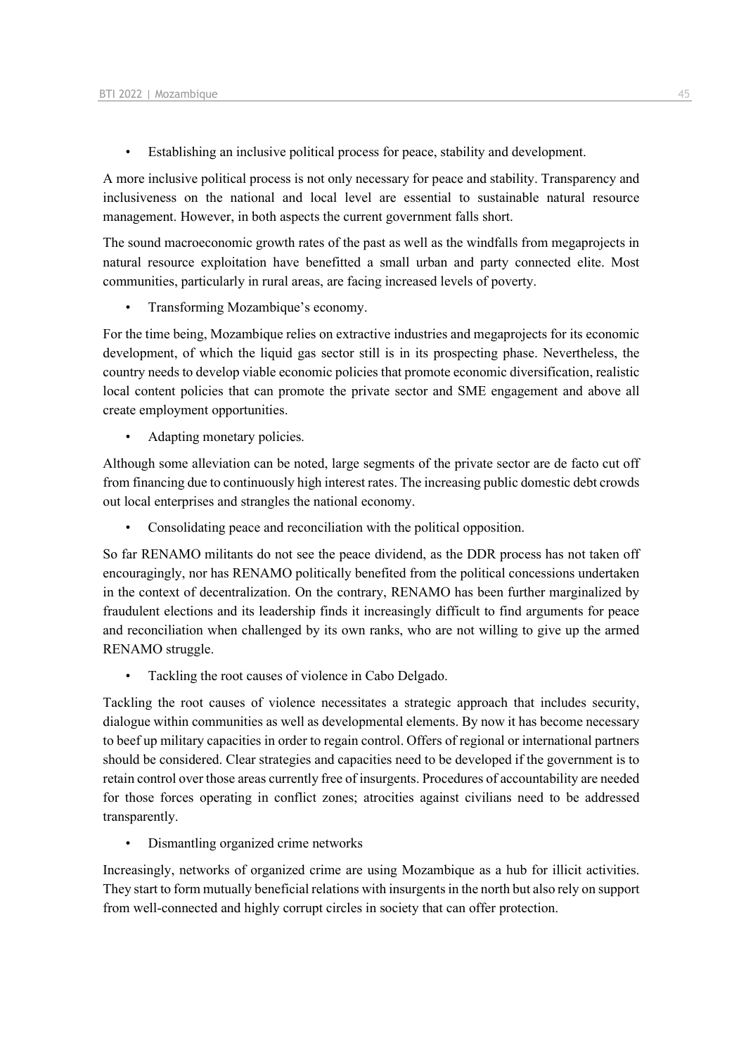- Establishing an inclusive political process for peace, stability and development.

A more inclusive political process is not only necessary for peace and stability. Transparency and inclusiveness on the national and local level are essential to sustainable natural resource management. However, in both aspects the current government falls short.

The sound macroeconomic growth rates of the past as well as the windfalls from megaprojects in natural resource exploitation have benefitted a small urban and party connected elite. Most communities, particularly in rural areas, are facing increased levels of poverty.

- Transforming Mozambique's economy.

For the time being, Mozambique relies on extractive industries and megaprojects for its economic development, of which the liquid gas sector still is in its prospecting phase. Nevertheless, the country needs to develop viable economic policies that promote economic diversification, realistic local content policies that can promote the private sector and SME engagement and above all create employment opportunities.

- Adapting monetary policies.

Although some alleviation can be noted, large segments of the private sector are de facto cut off from financing due to continuously high interest rates. The increasing public domestic debt crowds out local enterprises and strangles the national economy.

- Consolidating peace and reconciliation with the political opposition.

So far RENAMO militants do not see the peace dividend, as the DDR process has not taken off encouragingly, nor has RENAMO politically benefited from the political concessions undertaken in the context of decentralization. On the contrary, RENAMO has been further marginalized by fraudulent elections and its leadership finds it increasingly difficult to find arguments for peace and reconciliation when challenged by its own ranks, who are not willing to give up the armed RENAMO struggle.

- Tackling the root causes of violence in Cabo Delgado.

Tackling the root causes of violence necessitates a strategic approach that includes security, dialogue within communities as well as developmental elements. By now it has become necessary to beef up military capacities in order to regain control. Offers of regional or international partners should be considered. Clear strategies and capacities need to be developed if the government is to retain control over those areas currently free of insurgents. Procedures of accountability are needed for those forces operating in conflict zones; atrocities against civilians need to be addressed transparently.

- Dismantling organized crime networks

Increasingly, networks of organized crime are using Mozambique as a hub for illicit activities. They start to form mutually beneficial relations with insurgents in the north but also rely on support from well-connected and highly corrupt circles in society that can offer protection.